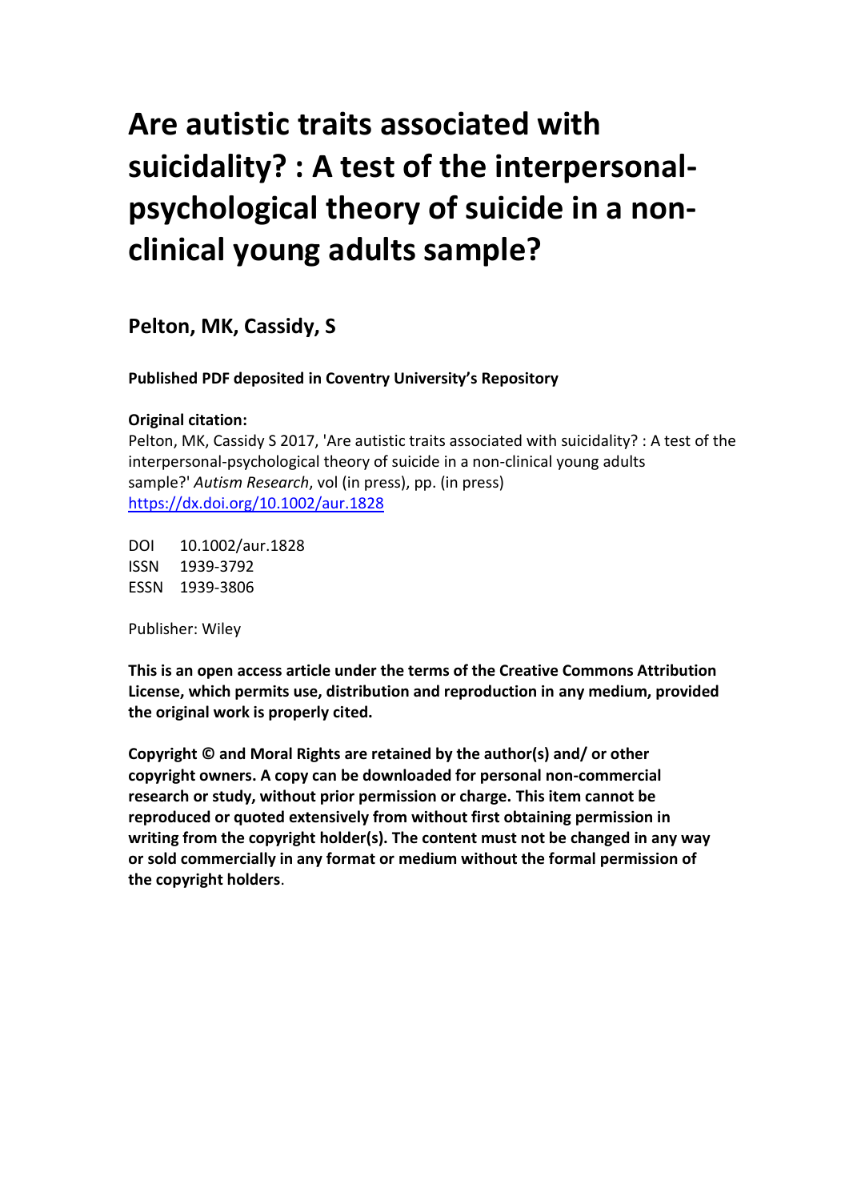# Are autistic traits associated with suicidality? : A test of the interpersonal-psychological theory of suicide in a non-clinical young adults sample?

## Pelton, MK, Cassidy, S

**Published PDF deposited in Coventry University's Repository**

**Original citation:**

Pelton, MK, Cassidy S 2017, 'Are autistic traits associated with suicidality? : A test of the interpersonal-psychological theory of suicide in a non-clinical young adults sample?' *Autism Research*, vol (in press), pp. (in press)
https://dx.doi.org/10.1002/aur.1828

DOI 10.1002/aur.1828
ISSN 1939-3792
ESSN 1939-3806

Publisher: Wiley

**This is an open access article under the terms of the Creative Commons Attribution License, which permits use, distribution and reproduction in any medium, provided the original work is properly cited.**

**Copyright © and Moral Rights are retained by the author(s) and/ or other copyright owners. A copy can be downloaded for personal non-commercial research or study, without prior permission or charge. This item cannot be reproduced or quoted extensively from without first obtaining permission in writing from the copyright holder(s). The content must not be changed in any way or sold commercially in any format or medium without the formal permission of the copyright holders**.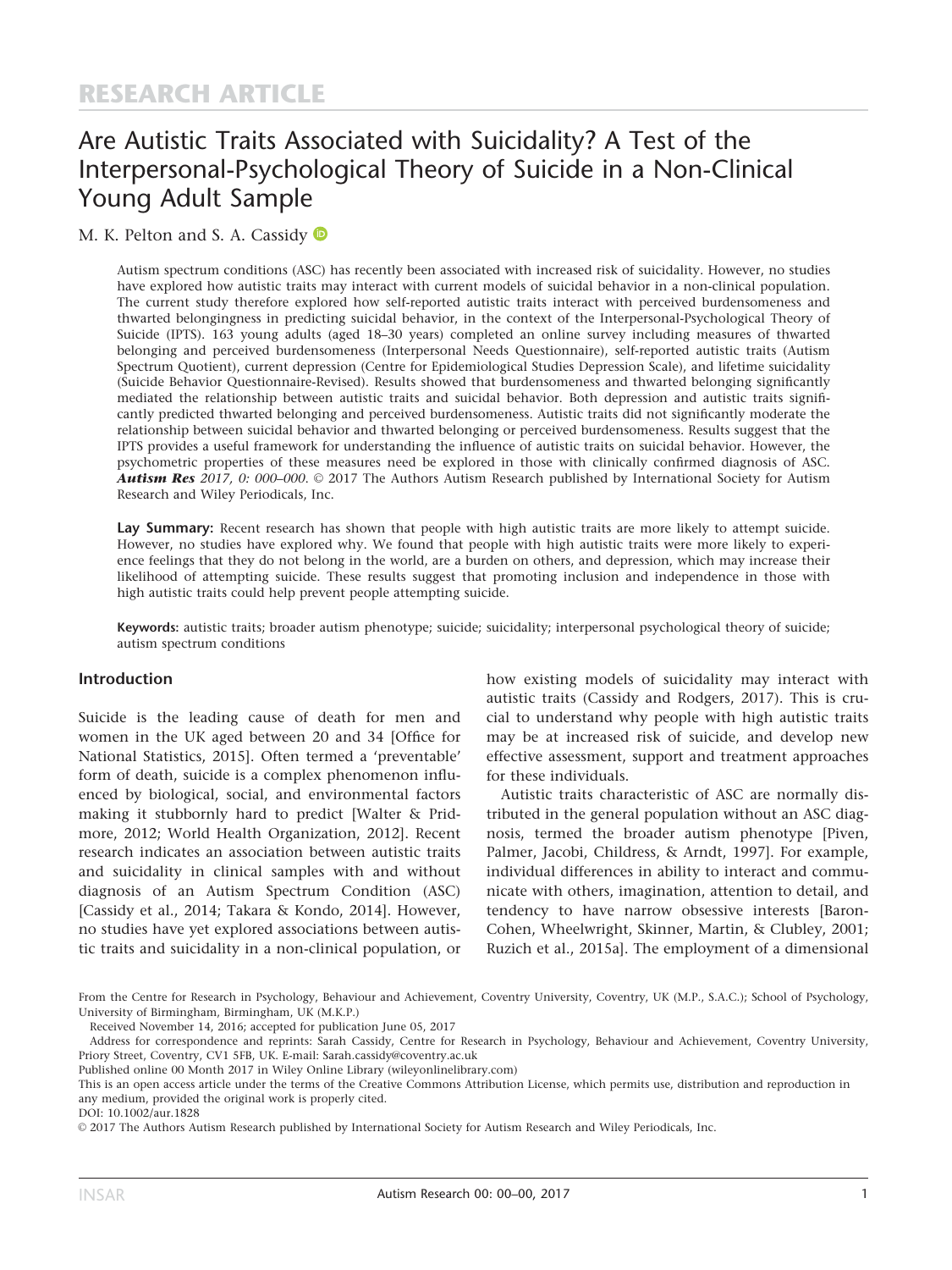RESEARCH ARTICLE

# Are Autistic Traits Associated with Suicidality? A Test of the Interpersonal-Psychological Theory of Suicide in a Non-Clinical Young Adult Sample

M. K. Pelton and S. A. Cassidy

Autism spectrum conditions (ASC) has recently been associated with increased risk of suicidality. However, no studies have explored how autistic traits may interact with current models of suicidal behavior in a non-clinical population. The current study therefore explored how self-reported autistic traits interact with perceived burdensomeness and thwarted belongingness in predicting suicidal behavior, in the context of the Interpersonal-Psychological Theory of Suicide (IPTS). 163 young adults (aged 18–30 years) completed an online survey including measures of thwarted belonging and perceived burdensomeness (Interpersonal Needs Questionnaire), self-reported autistic traits (Autism Spectrum Quotient), current depression (Centre for Epidemiological Studies Depression Scale), and lifetime suicidality (Suicide Behavior Questionnaire-Revised). Results showed that burdensomeness and thwarted belonging significantly mediated the relationship between autistic traits and suicidal behavior. Both depression and autistic traits significantly predicted thwarted belonging and perceived burdensomeness. Autistic traits did not significantly moderate the relationship between suicidal behavior and thwarted belonging or perceived burdensomeness. Results suggest that the IPTS provides a useful framework for understanding the influence of autistic traits on suicidal behavior. However, the psychometric properties of these measures need be explored in those with clinically confirmed diagnosis of ASC. ***Autism Res** 2017, 0: 000–000.* © 2017 The Authors Autism Research published by International Society for Autism Research and Wiley Periodicals, Inc.

**Lay Summary:** Recent research has shown that people with high autistic traits are more likely to attempt suicide. However, no studies have explored why. We found that people with high autistic traits were more likely to experience feelings that they do not belong in the world, are a burden on others, and depression, which may increase their likelihood of attempting suicide. These results suggest that promoting inclusion and independence in those with high autistic traits could help prevent people attempting suicide.

**Keywords:** autistic traits; broader autism phenotype; suicide; suicidality; interpersonal psychological theory of suicide; autism spectrum conditions

## Introduction

Suicide is the leading cause of death for men and women in the UK aged between 20 and 34 [Office for National Statistics, 2015]. Often termed a 'preventable' form of death, suicide is a complex phenomenon influenced by biological, social, and environmental factors making it stubbornly hard to predict [Walter & Pridmore, 2012; World Health Organization, 2012]. Recent research indicates an association between autistic traits and suicidality in clinical samples with and without diagnosis of an Autism Spectrum Condition (ASC) [Cassidy et al., 2014; Takara & Kondo, 2014]. However, no studies have yet explored associations between autistic traits and suicidality in a non-clinical population, or how existing models of suicidality may interact with autistic traits (Cassidy and Rodgers, 2017). This is crucial to understand why people with high autistic traits may be at increased risk of suicide, and develop new effective assessment, support and treatment approaches for these individuals.

Autistic traits characteristic of ASC are normally distributed in the general population without an ASC diagnosis, termed the broader autism phenotype [Piven, Palmer, Jacobi, Childress, & Arndt, 1997]. For example, individual differences in ability to interact and communicate with others, imagination, attention to detail, and tendency to have narrow obsessive interests [Baron-Cohen, Wheelwright, Skinner, Martin, & Clubley, 2001; Ruzich et al., 2015a]. The employment of a dimensional

From the Centre for Research in Psychology, Behaviour and Achievement, Coventry University, Coventry, UK (M.P., S.A.C.); School of Psychology, University of Birmingham, Birmingham, UK (M.K.P.)

Received November 14, 2016; accepted for publication June 05, 2017

Address for correspondence and reprints: Sarah Cassidy, Centre for Research in Psychology, Behaviour and Achievement, Coventry University, Priory Street, Coventry, CV1 5FB, UK. E-mail: Sarah.cassidy@coventry.ac.uk

Published online 00 Month 2017 in Wiley Online Library (wileyonlinelibrary.com)

This is an open access article under the terms of the Creative Commons Attribution License, which permits use, distribution and reproduction in any medium, provided the original work is properly cited.

DOI: 10.1002/aur.1828

© 2017 The Authors Autism Research published by International Society for Autism Research and Wiley Periodicals, Inc.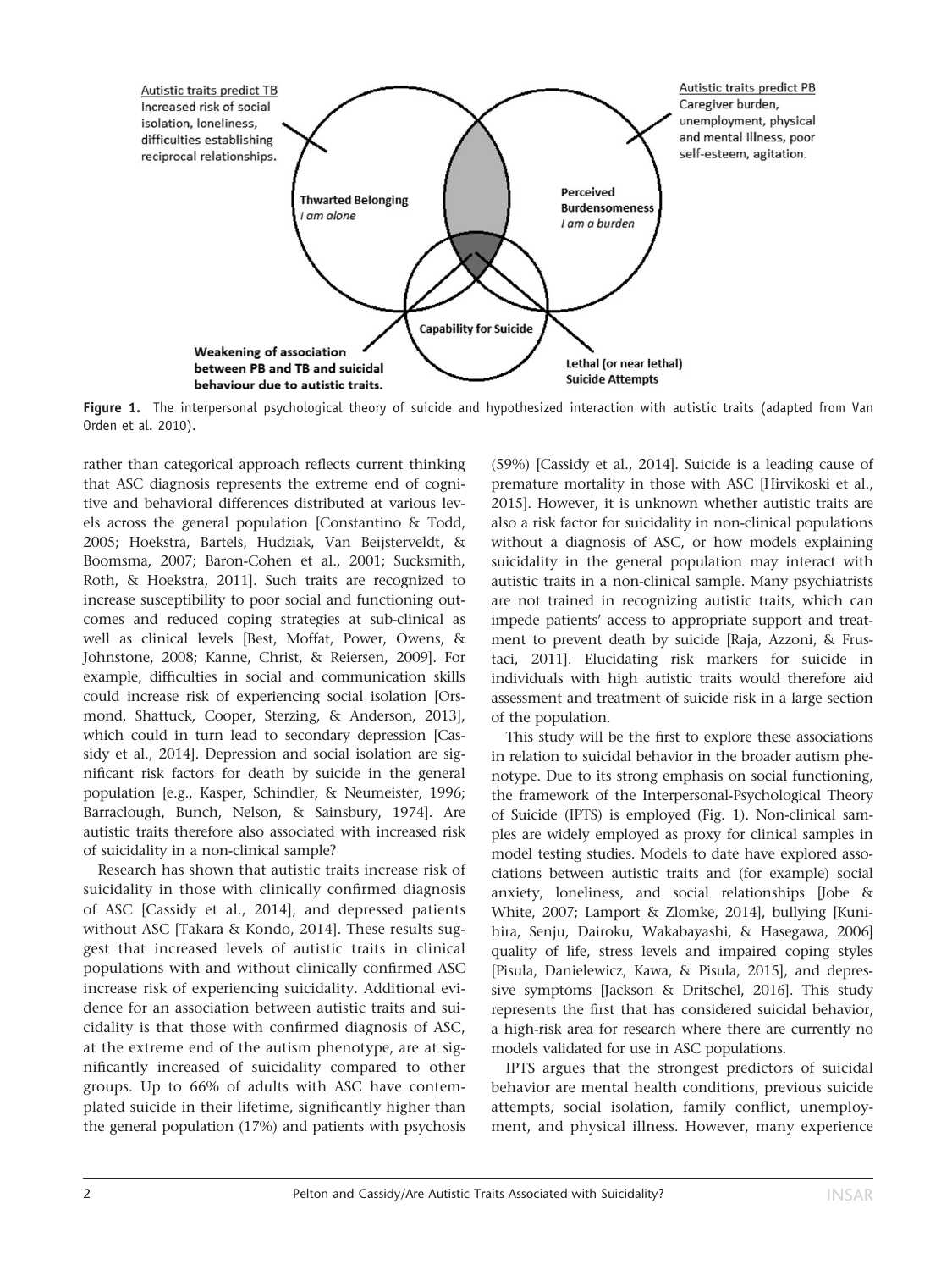Autistic traits predict TB
Increased risk of social isolation, loneliness, difficulties establishing reciprocal relationships.

Autistic traits predict PB
Caregiver burden, unemployment, physical and mental illness, poor self-esteem, agitation.

**Thwarted Belonging**
*I am alone*

**Perceived Burdensomeness**
*I am a burden*

**Capability for Suicide**

**Weakening of association between PB and TB and suicidal behaviour due to autistic traits.**

**Lethal (or near lethal) Suicide Attempts**

**Figure 1.** The interpersonal psychological theory of suicide and hypothesized interaction with autistic traits (adapted from Van Orden et al. 2010).

rather than categorical approach reflects current thinking that ASC diagnosis represents the extreme end of cognitive and behavioral differences distributed at various levels across the general population [Constantino & Todd, 2005; Hoekstra, Bartels, Hudziak, Van Beijsterveldt, & Boomsma, 2007; Baron-Cohen et al., 2001; Sucksmith, Roth, & Hoekstra, 2011]. Such traits are recognized to increase susceptibility to poor social and functioning outcomes and reduced coping strategies at sub-clinical as well as clinical levels [Best, Moffat, Power, Owens, & Johnstone, 2008; Kanne, Christ, & Reiersen, 2009]. For example, difficulties in social and communication skills could increase risk of experiencing social isolation [Orsmond, Shattuck, Cooper, Sterzing, & Anderson, 2013], which could in turn lead to secondary depression [Cassidy et al., 2014]. Depression and social isolation are significant risk factors for death by suicide in the general population [e.g., Kasper, Schindler, & Neumeister, 1996; Barraclough, Bunch, Nelson, & Sainsbury, 1974]. Are autistic traits therefore also associated with increased risk of suicidality in a non-clinical sample?

Research has shown that autistic traits increase risk of suicidality in those with clinically confirmed diagnosis of ASC [Cassidy et al., 2014], and depressed patients without ASC [Takara & Kondo, 2014]. These results suggest that increased levels of autistic traits in clinical populations with and without clinically confirmed ASC increase risk of experiencing suicidality. Additional evidence for an association between autistic traits and suicidality is that those with confirmed diagnosis of ASC, at the extreme end of the autism phenotype, are at significantly increased of suicidality compared to other groups. Up to 66% of adults with ASC have contemplated suicide in their lifetime, significantly higher than the general population (17%) and patients with psychosis (59%) [Cassidy et al., 2014]. Suicide is a leading cause of premature mortality in those with ASC [Hirvikoski et al., 2015]. However, it is unknown whether autistic traits are also a risk factor for suicidality in non-clinical populations without a diagnosis of ASC, or how models explaining suicidality in the general population may interact with autistic traits in a non-clinical sample. Many psychiatrists are not trained in recognizing autistic traits, which can impede patients' access to appropriate support and treatment to prevent death by suicide [Raja, Azzoni, & Frustaci, 2011]. Elucidating risk markers for suicide in individuals with high autistic traits would therefore aid assessment and treatment of suicide risk in a large section of the population.

This study will be the first to explore these associations in relation to suicidal behavior in the broader autism phenotype. Due to its strong emphasis on social functioning, the framework of the Interpersonal-Psychological Theory of Suicide (IPTS) is employed (Fig. 1). Non-clinical samples are widely employed as proxy for clinical samples in model testing studies. Models to date have explored associations between autistic traits and (for example) social anxiety, loneliness, and social relationships [Jobe & White, 2007; Lamport & Zlomke, 2014], bullying [Kunihira, Senju, Dairoku, Wakabayashi, & Hasegawa, 2006] quality of life, stress levels and impaired coping styles [Pisula, Danielewicz, Kawa, & Pisula, 2015], and depressive symptoms [Jackson & Dritschel, 2016]. This study represents the first that has considered suicidal behavior, a high-risk area for research where there are currently no models validated for use in ASC populations.

IPTS argues that the strongest predictors of suicidal behavior are mental health conditions, previous suicide attempts, social isolation, family conflict, unemployment, and physical illness. However, many experience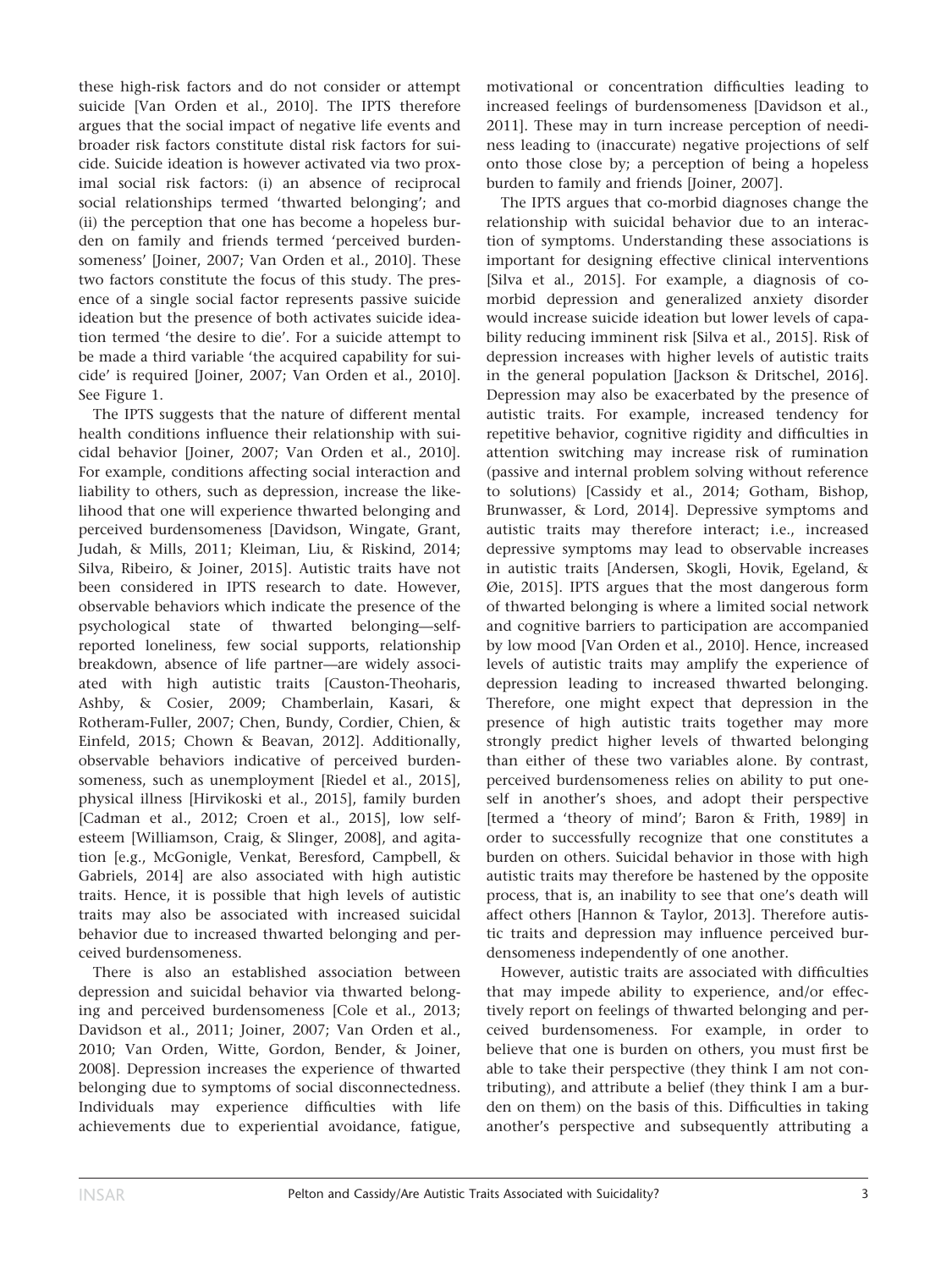these high-risk factors and do not consider or attempt suicide [Van Orden et al., 2010]. The IPTS therefore argues that the social impact of negative life events and broader risk factors constitute distal risk factors for suicide. Suicide ideation is however activated via two proximal social risk factors: (i) an absence of reciprocal social relationships termed 'thwarted belonging'; and (ii) the perception that one has become a hopeless burden on family and friends termed 'perceived burdensomeness' [Joiner, 2007; Van Orden et al., 2010]. These two factors constitute the focus of this study. The presence of a single social factor represents passive suicide ideation but the presence of both activates suicide ideation termed 'the desire to die'. For a suicide attempt to be made a third variable 'the acquired capability for suicide' is required [Joiner, 2007; Van Orden et al., 2010]. See Figure 1.

The IPTS suggests that the nature of different mental health conditions influence their relationship with suicidal behavior [Joiner, 2007; Van Orden et al., 2010]. For example, conditions affecting social interaction and liability to others, such as depression, increase the likelihood that one will experience thwarted belonging and perceived burdensomeness [Davidson, Wingate, Grant, Judah, & Mills, 2011; Kleiman, Liu, & Riskind, 2014; Silva, Ribeiro, & Joiner, 2015]. Autistic traits have not been considered in IPTS research to date. However, observable behaviors which indicate the presence of the psychological state of thwarted belonging—self-reported loneliness, few social supports, relationship breakdown, absence of life partner—are widely associated with high autistic traits [Causton-Theoharis, Ashby, & Cosier, 2009; Chamberlain, Kasari, & Rotheram-Fuller, 2007; Chen, Bundy, Cordier, Chien, & Einfeld, 2015; Chown & Beavan, 2012]. Additionally, observable behaviors indicative of perceived burdensomeness, such as unemployment [Riedel et al., 2015], physical illness [Hirvikoski et al., 2015], family burden [Cadman et al., 2012; Croen et al., 2015], low self-esteem [Williamson, Craig, & Slinger, 2008], and agitation [e.g., McGonigle, Venkat, Beresford, Campbell, & Gabriels, 2014] are also associated with high autistic traits. Hence, it is possible that high levels of autistic traits may also be associated with increased suicidal behavior due to increased thwarted belonging and perceived burdensomeness.

There is also an established association between depression and suicidal behavior via thwarted belonging and perceived burdensomeness [Cole et al., 2013; Davidson et al., 2011; Joiner, 2007; Van Orden et al., 2010; Van Orden, Witte, Gordon, Bender, & Joiner, 2008]. Depression increases the experience of thwarted belonging due to symptoms of social disconnectedness. Individuals may experience difficulties with life achievements due to experiential avoidance, fatigue, motivational or concentration difficulties leading to increased feelings of burdensomeness [Davidson et al., 2011]. These may in turn increase perception of neediness leading to (inaccurate) negative projections of self onto those close by; a perception of being a hopeless burden to family and friends [Joiner, 2007].

The IPTS argues that co-morbid diagnoses change the relationship with suicidal behavior due to an interaction of symptoms. Understanding these associations is important for designing effective clinical interventions [Silva et al., 2015]. For example, a diagnosis of co-morbid depression and generalized anxiety disorder would increase suicide ideation but lower levels of capability reducing imminent risk [Silva et al., 2015]. Risk of depression increases with higher levels of autistic traits in the general population [Jackson & Dritschel, 2016]. Depression may also be exacerbated by the presence of autistic traits. For example, increased tendency for repetitive behavior, cognitive rigidity and difficulties in attention switching may increase risk of rumination (passive and internal problem solving without reference to solutions) [Cassidy et al., 2014; Gotham, Bishop, Brunwasser, & Lord, 2014]. Depressive symptoms and autistic traits may therefore interact; i.e., increased depressive symptoms may lead to observable increases in autistic traits [Andersen, Skogli, Hovik, Egeland, & Øie, 2015]. IPTS argues that the most dangerous form of thwarted belonging is where a limited social network and cognitive barriers to participation are accompanied by low mood [Van Orden et al., 2010]. Hence, increased levels of autistic traits may amplify the experience of depression leading to increased thwarted belonging. Therefore, one might expect that depression in the presence of high autistic traits together may more strongly predict higher levels of thwarted belonging than either of these two variables alone. By contrast, perceived burdensomeness relies on ability to put oneself in another's shoes, and adopt their perspective [termed a 'theory of mind'; Baron & Frith, 1989] in order to successfully recognize that one constitutes a burden on others. Suicidal behavior in those with high autistic traits may therefore be hastened by the opposite process, that is, an inability to see that one's death will affect others [Hannon & Taylor, 2013]. Therefore autistic traits and depression may influence perceived burdensomeness independently of one another.

However, autistic traits are associated with difficulties that may impede ability to experience, and/or effectively report on feelings of thwarted belonging and perceived burdensomeness. For example, in order to believe that one is burden on others, you must first be able to take their perspective (they think I am not contributing), and attribute a belief (they think I am a burden on them) on the basis of this. Difficulties in taking another's perspective and subsequently attributing a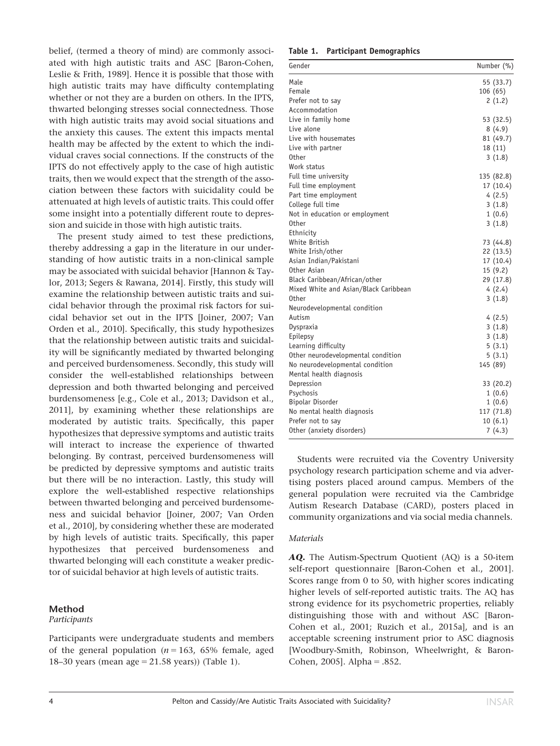belief, (termed a theory of mind) are commonly associated with high autistic traits and ASC [Baron-Cohen, Leslie & Frith, 1989]. Hence it is possible that those with high autistic traits may have difficulty contemplating whether or not they are a burden on others. In the IPTS, thwarted belonging stresses social connectedness. Those with high autistic traits may avoid social situations and the anxiety this causes. The extent this impacts mental health may be affected by the extent to which the individual craves social connections. If the constructs of the IPTS do not effectively apply to the case of high autistic traits, then we would expect that the strength of the association between these factors with suicidality could be attenuated at high levels of autistic traits. This could offer some insight into a potentially different route to depression and suicide in those with high autistic traits.

The present study aimed to test these predictions, thereby addressing a gap in the literature in our understanding of how autistic traits in a non-clinical sample may be associated with suicidal behavior [Hannon & Taylor, 2013; Segers & Rawana, 2014]. Firstly, this study will examine the relationship between autistic traits and suicidal behavior through the proximal risk factors for suicidal behavior set out in the IPTS [Joiner, 2007; Van Orden et al., 2010]. Specifically, this study hypothesizes that the relationship between autistic traits and suicidality will be significantly mediated by thwarted belonging and perceived burdensomeness. Secondly, this study will consider the well-established relationships between depression and both thwarted belonging and perceived burdensomeness [e.g., Cole et al., 2013; Davidson et al., 2011], by examining whether these relationships are moderated by autistic traits. Specifically, this paper hypothesizes that depressive symptoms and autistic traits will interact to increase the experience of thwarted belonging. By contrast, perceived burdensomeness will be predicted by depressive symptoms and autistic traits but there will be no interaction. Lastly, this study will explore the well-established respective relationships between thwarted belonging and perceived burdensomeness and suicidal behavior [Joiner, 2007; Van Orden et al., 2010], by considering whether these are moderated by high levels of autistic traits. Specifically, this paper hypothesizes that perceived burdensomeness and thwarted belonging will each constitute a weaker predictor of suicidal behavior at high levels of autistic traits.

## Method

### *Participants*

Participants were undergraduate students and members of the general population ($n = 163$, 65% female, aged 18–30 years (mean age = 21.58 years)) (Table 1).

**Table 1. Participant Demographics**

| Gender | Number (%) |
|---|---|
| Male | 55 (33.7) |
| Female | 106 (65) |
| Prefer not to say | 2 (1.2) |
| Accommodation | |
| Live in family home | 53 (32.5) |
| Live alone | 8 (4.9) |
| Live with housemates | 81 (49.7) |
| Live with partner | 18 (11) |
| Other | 3 (1.8) |
| Work status | |
| Full time university | 135 (82.8) |
| Full time employment | 17 (10.4) |
| Part time employment | 4 (2.5) |
| College full time | 3 (1.8) |
| Not in education or employment | 1 (0.6) |
| Other | 3 (1.8) |
| Ethnicity | |
| White British | 73 (44.8) |
| White Irish/other | 22 (13.5) |
| Asian Indian/Pakistani | 17 (10.4) |
| Other Asian | 15 (9.2) |
| Black Caribbean/African/other | 29 (17.8) |
| Mixed White and Asian/Black Caribbean | 4 (2.4) |
| Other | 3 (1.8) |
| Neurodevelopmental condition | |
| Autism | 4 (2.5) |
| Dyspraxia | 3 (1.8) |
| Epilepsy | 3 (1.8) |
| Learning difficulty | 5 (3.1) |
| Other neurodevelopmental condition | 5 (3.1) |
| No neurodevelopmental condition | 145 (89) |
| Mental health diagnosis | |
| Depression | 33 (20.2) |
| Psychosis | 1 (0.6) |
| Bipolar Disorder | 1 (0.6) |
| No mental health diagnosis | 117 (71.8) |
| Prefer not to say | 10 (6.1) |
| Other (anxiety disorders) | 7 (4.3) |

Students were recruited via the Coventry University psychology research participation scheme and via advertising posters placed around campus. Members of the general population were recruited via the Cambridge Autism Research Database (CARD), posters placed in community organizations and via social media channels.

### *Materials*

***AQ.*** The Autism-Spectrum Quotient (AQ) is a 50-item self-report questionnaire [Baron-Cohen et al., 2001]. Scores range from 0 to 50, with higher scores indicating higher levels of self-reported autistic traits. The AQ has strong evidence for its psychometric properties, reliably distinguishing those with and without ASC [Baron-Cohen et al., 2001; Ruzich et al., 2015a], and is an acceptable screening instrument prior to ASC diagnosis [Woodbury-Smith, Robinson, Wheelwright, & Baron-Cohen, 2005]. Alpha = .852.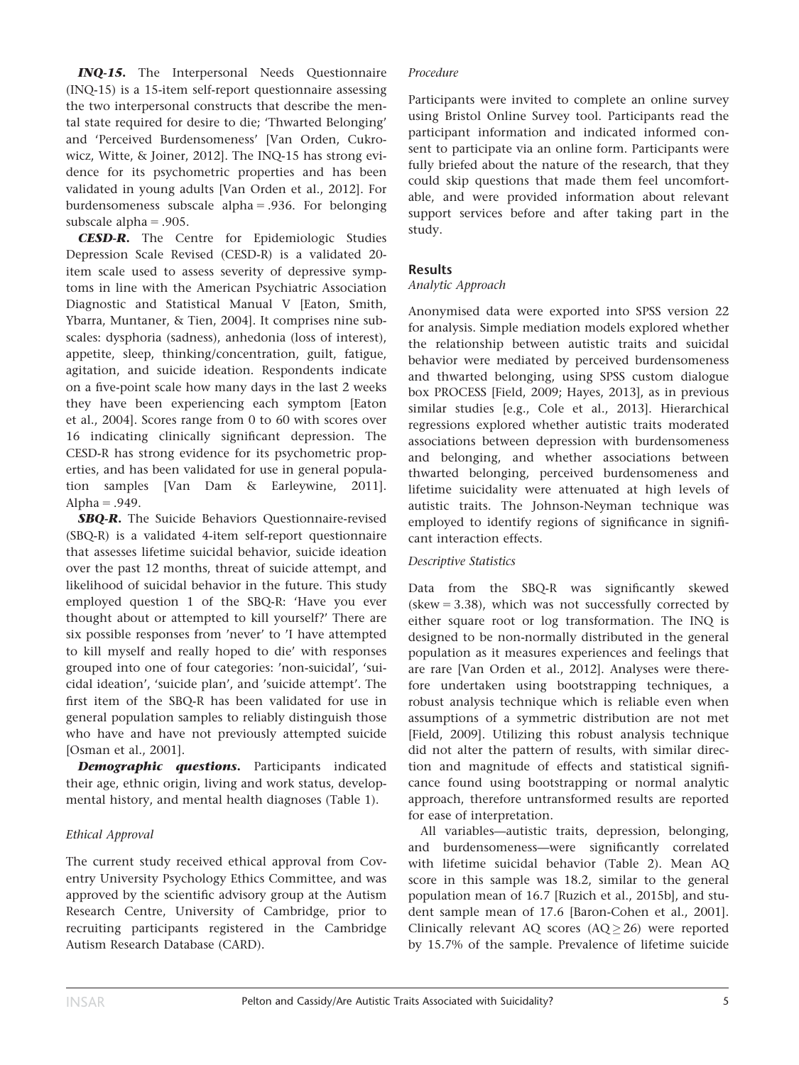***INQ-15.*** The Interpersonal Needs Questionnaire (INQ-15) is a 15-item self-report questionnaire assessing the two interpersonal constructs that describe the mental state required for desire to die; 'Thwarted Belonging' and 'Perceived Burdensomeness' [Van Orden, Cukrowicz, Witte, & Joiner, 2012]. The INQ-15 has strong evidence for its psychometric properties and has been validated in young adults [Van Orden et al., 2012]. For burdensomeness subscale alpha = .936. For belonging subscale alpha = .905.

***CESD-R.*** The Centre for Epidemiologic Studies Depression Scale Revised (CESD-R) is a validated 20-item scale used to assess severity of depressive symptoms in line with the American Psychiatric Association Diagnostic and Statistical Manual V [Eaton, Smith, Ybarra, Muntaner, & Tien, 2004]. It comprises nine subscales: dysphoria (sadness), anhedonia (loss of interest), appetite, sleep, thinking/concentration, guilt, fatigue, agitation, and suicide ideation. Respondents indicate on a five-point scale how many days in the last 2 weeks they have been experiencing each symptom [Eaton et al., 2004]. Scores range from 0 to 60 with scores over 16 indicating clinically significant depression. The CESD-R has strong evidence for its psychometric properties, and has been validated for use in general population samples [Van Dam & Earleywine, 2011]. Alpha = .949.

***SBQ-R.*** The Suicide Behaviors Questionnaire-revised (SBQ-R) is a validated 4-item self-report questionnaire that assesses lifetime suicidal behavior, suicide ideation over the past 12 months, threat of suicide attempt, and likelihood of suicidal behavior in the future. This study employed question 1 of the SBQ-R: 'Have you ever thought about or attempted to kill yourself?' There are six possible responses from 'never' to 'I have attempted to kill myself and really hoped to die' with responses grouped into one of four categories: 'non-suicidal', 'suicidal ideation', 'suicide plan', and 'suicide attempt'. The first item of the SBQ-R has been validated for use in general population samples to reliably distinguish those who have and have not previously attempted suicide [Osman et al., 2001].

***Demographic questions.*** Participants indicated their age, ethnic origin, living and work status, developmental history, and mental health diagnoses (Table 1).

*Ethical Approval*

The current study received ethical approval from Coventry University Psychology Ethics Committee, and was approved by the scientific advisory group at the Autism Research Centre, University of Cambridge, prior to recruiting participants registered in the Cambridge Autism Research Database (CARD).

*Procedure*

Participants were invited to complete an online survey using Bristol Online Survey tool. Participants read the participant information and indicated informed consent to participate via an online form. Participants were fully briefed about the nature of the research, that they could skip questions that made them feel uncomfortable, and were provided information about relevant support services before and after taking part in the study.

## Results

*Analytic Approach*

Anonymised data were exported into SPSS version 22 for analysis. Simple mediation models explored whether the relationship between autistic traits and suicidal behavior were mediated by perceived burdensomeness and thwarted belonging, using SPSS custom dialogue box PROCESS [Field, 2009; Hayes, 2013], as in previous similar studies [e.g., Cole et al., 2013]. Hierarchical regressions explored whether autistic traits moderated associations between depression with burdensomeness and belonging, and whether associations between thwarted belonging, perceived burdensomeness and lifetime suicidality were attenuated at high levels of autistic traits. The Johnson-Neyman technique was employed to identify regions of significance in significant interaction effects.

*Descriptive Statistics*

Data from the SBQ-R was significantly skewed (skew = 3.38), which was not successfully corrected by either square root or log transformation. The INQ is designed to be non-normally distributed in the general population as it measures experiences and feelings that are rare [Van Orden et al., 2012]. Analyses were therefore undertaken using bootstrapping techniques, a robust analysis technique which is reliable even when assumptions of a symmetric distribution are not met [Field, 2009]. Utilizing this robust analysis technique did not alter the pattern of results, with similar direction and magnitude of effects and statistical significance found using bootstrapping or normal analytic approach, therefore untransformed results are reported for ease of interpretation.

All variables—autistic traits, depression, belonging, and burdensomeness—were significantly correlated with lifetime suicidal behavior (Table 2). Mean AQ score in this sample was 18.2, similar to the general population mean of 16.7 [Ruzich et al., 2015b], and student sample mean of 17.6 [Baron-Cohen et al., 2001]. Clinically relevant AQ scores ($AQ \geq 26$) were reported by 15.7% of the sample. Prevalence of lifetime suicide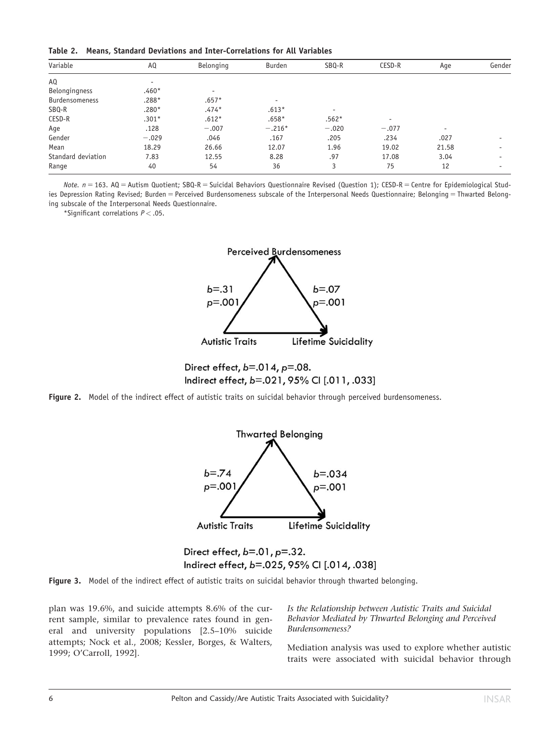**Table 2. Means, Standard Deviations and Inter-Correlations for All Variables**

| Variable | AQ | Belonging | Burden | SBQ-R | CESD-R | Age | Gender |
|---|---|---|---|---|---|---|---|
| AQ | - | | | | | | |
| Belongingness | .460* | - | | | | | |
| Burdensomeness | .288* | .657* | - | | | | |
| SBQ-R | .280* | .474* | .613* | - | | | |
| CESD-R | .301* | .612* | .658* | .562* | - | | |
| Age | .128 | −.007 | −.216* | −.020 | −.077 | - | |
| Gender | −.029 | .046 | .167 | .205 | .234 | .027 | - |
| Mean | 18.29 | 26.66 | 12.07 | 1.96 | 19.02 | 21.58 | - |
| Standard deviation | 7.83 | 12.55 | 8.28 | .97 | 17.08 | 3.04 | - |
| Range | 40 | 54 | 36 | 3 | 75 | 12 | - |

*Note.* $n = 163$. AQ = Autism Quotient; SBQ-R = Suicidal Behaviors Questionnaire Revised (Question 1); CESD-R = Centre for Epidemiological Studies Depression Rating Revised; Burden = Perceived Burdensomeness subscale of the Interpersonal Needs Questionnaire; Belonging = Thwarted Belonging subscale of the Interpersonal Needs Questionnaire.

*Significant correlations $P < .05$.

**Figure 2.** Model of the indirect effect of autistic traits on suicidal behavior through perceived burdensomeness.

**Figure 3.** Model of the indirect effect of autistic traits on suicidal behavior through thwarted belonging.

plan was 19.6%, and suicide attempts 8.6% of the current sample, similar to prevalence rates found in general and university populations [2.5–10% suicide attempts; Nock et al., 2008; Kessler, Borges, & Walters, 1999; O'Carroll, 1992].

### *Is the Relationship between Autistic Traits and Suicidal Behavior Mediated by Thwarted Belonging and Perceived Burdensomeness?*

Mediation analysis was used to explore whether autistic traits were associated with suicidal behavior through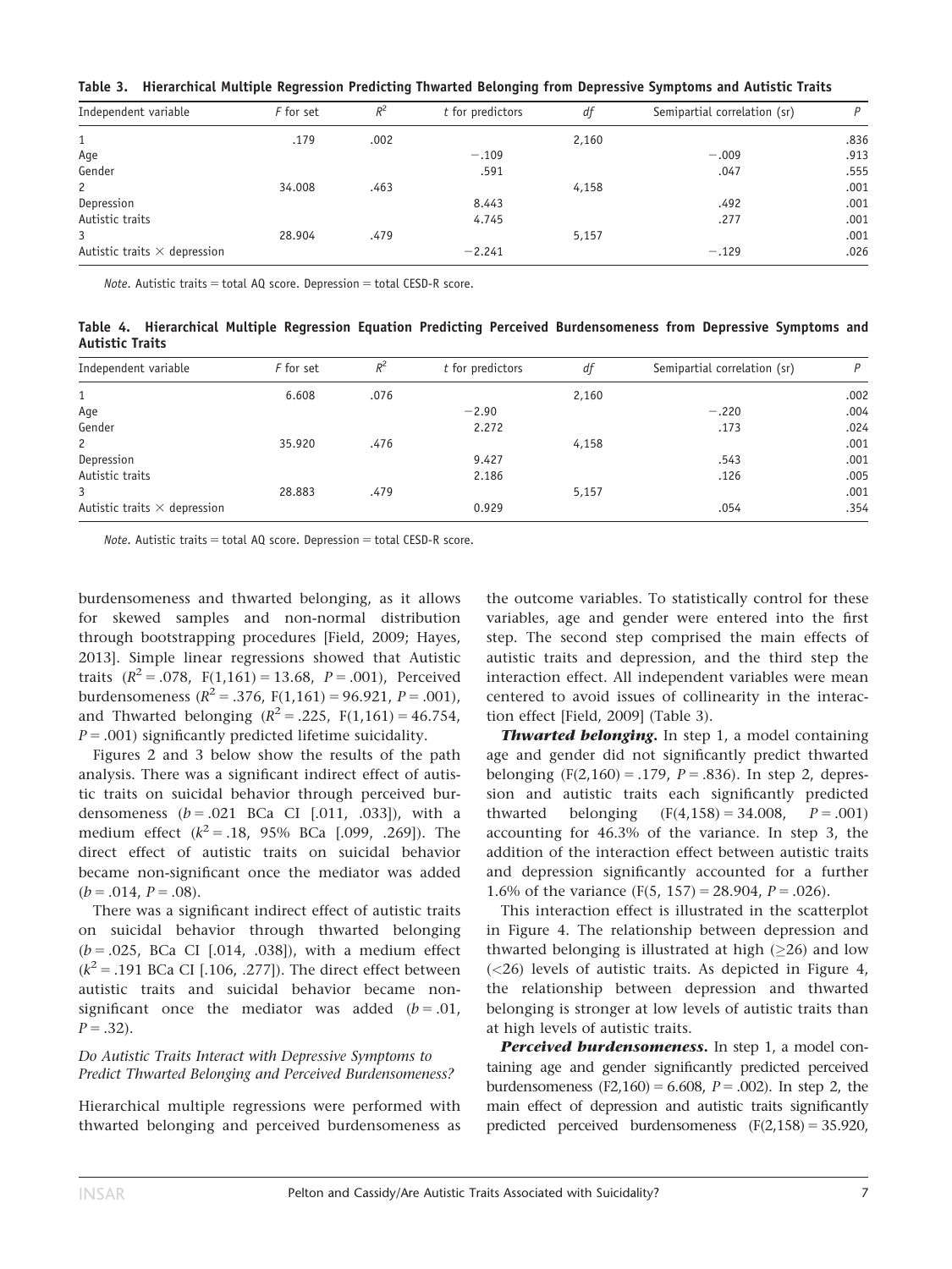**Table 3. Hierarchical Multiple Regression Predicting Thwarted Belonging from Depressive Symptoms and Autistic Traits**

| Independent variable | F for set | $R^2$ | t for predictors | df | Semipartial correlation (sr) | P |
|---|---|---|---|---|---|---|
| 1 | .179 | .002 | | 2,160 | | .836 |
| Age | | | −.109 | | −.009 | .913 |
| Gender | | | .591 | | .047 | .555 |
| 2 | 34.008 | .463 | | 4,158 | | .001 |
| Depression | | | 8.443 | | .492 | .001 |
| Autistic traits | | | 4.745 | | .277 | .001 |
| 3 | 28.904 | .479 | | 5,157 | | .001 |
| Autistic traits × depression | | | −2.241 | | −.129 | .026 |

*Note*. Autistic traits = total AQ score. Depression = total CESD-R score.

**Table 4. Hierarchical Multiple Regression Equation Predicting Perceived Burdensomeness from Depressive Symptoms and Autistic Traits**

| Independent variable | F for set | $R^2$ | t for predictors | df | Semipartial correlation (sr) | P |
|---|---|---|---|---|---|---|
| 1 | 6.608 | .076 | | 2,160 | | .002 |
| Age | | | −2.90 | | −.220 | .004 |
| Gender | | | 2.272 | | .173 | .024 |
| 2 | 35.920 | .476 | | 4,158 | | .001 |
| Depression | | | 9.427 | | .543 | .001 |
| Autistic traits | | | 2.186 | | .126 | .005 |
| 3 | 28.883 | .479 | | 5,157 | | .001 |
| Autistic traits × depression | | | 0.929 | | .054 | .354 |

*Note*. Autistic traits = total AQ score. Depression = total CESD-R score.

burdensomeness and thwarted belonging, as it allows for skewed samples and non-normal distribution through bootstrapping procedures [Field, 2009; Hayes, 2013]. Simple linear regressions showed that Autistic traits ($R^2 = .078$, $F(1,161) = 13.68$, $P = .001$), Perceived burdensomeness ($R^2 = .376$, $F(1,161) = 96.921$, $P = .001$), and Thwarted belonging ($R^2 = .225$, $F(1,161) = 46.754$, $P = .001$) significantly predicted lifetime suicidality.

Figures 2 and 3 below show the results of the path analysis. There was a significant indirect effect of autistic traits on suicidal behavior through perceived burdensomeness ($b = .021$ BCa CI [.011, .033]), with a medium effect ($k^2 = .18$, 95% BCa [.099, .269]). The direct effect of autistic traits on suicidal behavior became non-significant once the mediator was added ($b = .014$, $P = .08$).

There was a significant indirect effect of autistic traits on suicidal behavior through thwarted belonging ($b = .025$, BCa CI [.014, .038]), with a medium effect ($k^2 = .191$ BCa CI [.106, .277]). The direct effect between autistic traits and suicidal behavior became non-significant once the mediator was added ($b = .01$, $P = .32$).

### *Do Autistic Traits Interact with Depressive Symptoms to Predict Thwarted Belonging and Perceived Burdensomeness?*

Hierarchical multiple regressions were performed with thwarted belonging and perceived burdensomeness as the outcome variables. To statistically control for these variables, age and gender were entered into the first step. The second step comprised the main effects of autistic traits and depression, and the third step the interaction effect. All independent variables were mean centered to avoid issues of collinearity in the interaction effect [Field, 2009] (Table 3).

***Thwarted belonging.*** In step 1, a model containing age and gender did not significantly predict thwarted belonging ($F(2,160) = .179$, $P = .836$). In step 2, depression and autistic traits each significantly predicted thwarted belonging ($F(4,158) = 34.008$, $P = .001$) accounting for 46.3% of the variance. In step 3, the addition of the interaction effect between autistic traits and depression significantly accounted for a further 1.6% of the variance ($F(5, 157) = 28.904$, $P = .026$).

This interaction effect is illustrated in the scatterplot in Figure 4. The relationship between depression and thwarted belonging is illustrated at high ($\geq 26$) and low ($< 26$) levels of autistic traits. As depicted in Figure 4, the relationship between depression and thwarted belonging is stronger at low levels of autistic traits than at high levels of autistic traits.

***Perceived burdensomeness.*** In step 1, a model containing age and gender significantly predicted perceived burdensomeness ($F2,160) = 6.608$, $P = .002$). In step 2, the main effect of depression and autistic traits significantly predicted perceived burdensomeness ($F(2,158) = 35.920$,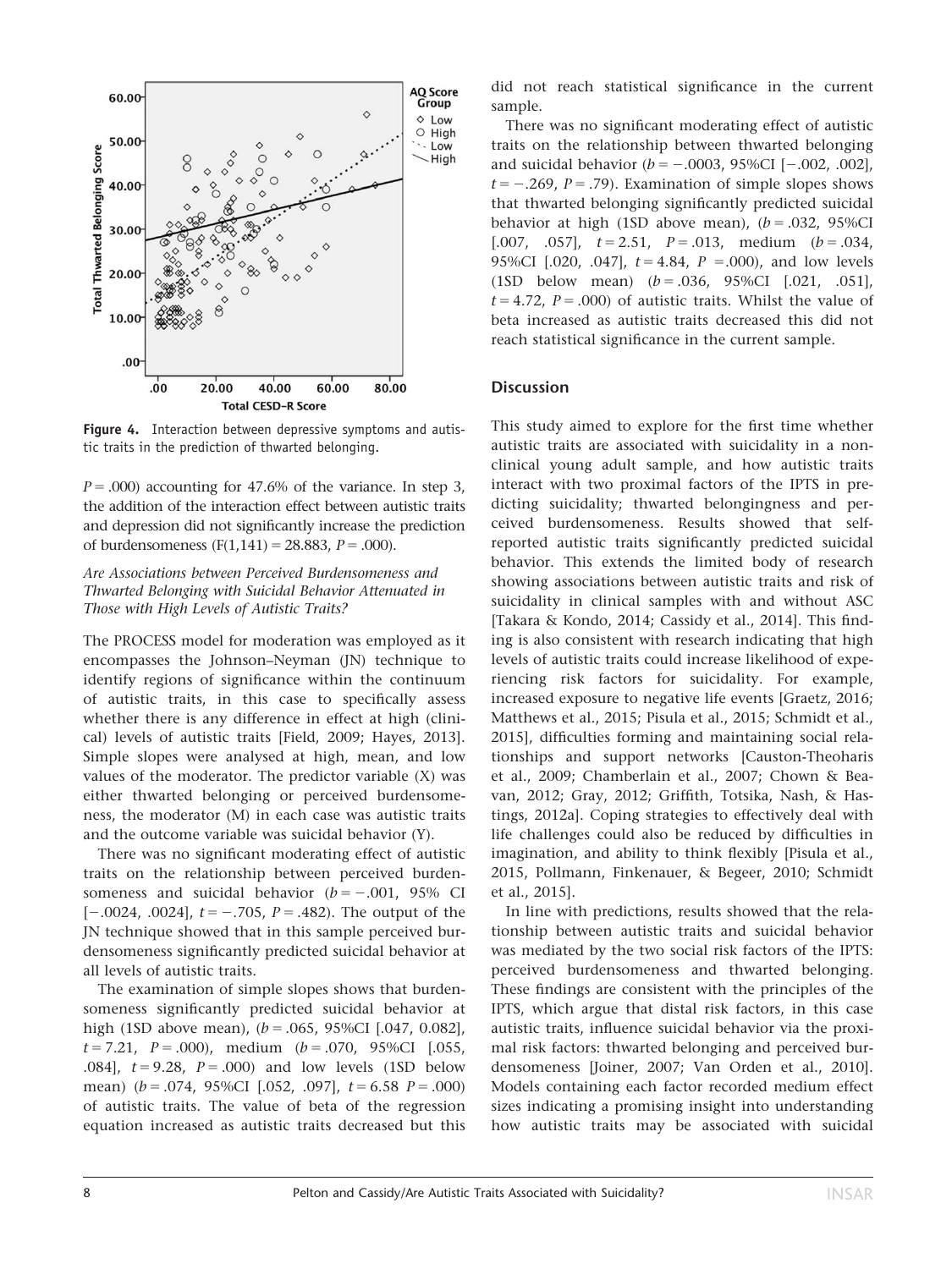Figure 4. Interaction between depressive symptoms and autistic traits in the prediction of thwarted belonging.

$P = .000$) accounting for 47.6% of the variance. In step 3, the addition of the interaction effect between autistic traits and depression did not significantly increase the prediction of burdensomeness ($F(1,141) = 28.883$, $P = .000$).

*Are Associations between Perceived Burdensomeness and Thwarted Belonging with Suicidal Behavior Attenuated in Those with High Levels of Autistic Traits?*

The PROCESS model for moderation was employed as it encompasses the Johnson–Neyman (JN) technique to identify regions of significance within the continuum of autistic traits, in this case to specifically assess whether there is any difference in effect at high (clinical) levels of autistic traits [Field, 2009; Hayes, 2013]. Simple slopes were analysed at high, mean, and low values of the moderator. The predictor variable (X) was either thwarted belonging or perceived burdensomeness, the moderator (M) in each case was autistic traits and the outcome variable was suicidal behavior (Y).

There was no significant moderating effect of autistic traits on the relationship between perceived burdensomeness and suicidal behavior ($b = -.001$, 95% CI [$-.0024$, $.0024$], $t = -.705$, $P = .482$). The output of the JN technique showed that in this sample perceived burdensomeness significantly predicted suicidal behavior at all levels of autistic traits.

The examination of simple slopes shows that burdensomeness significantly predicted suicidal behavior at high (1SD above mean), ($b = .065$, 95%CI [.047, 0.082], $t = 7.21$, $P = .000$), medium ($b = .070$, 95%CI [.055, .084], $t = 9.28$, $P = .000$) and low levels (1SD below mean) ($b = .074$, 95%CI [.052, .097], $t = 6.58$ $P = .000$) of autistic traits. The value of beta of the regression equation increased as autistic traits decreased but this did not reach statistical significance in the current sample.

There was no significant moderating effect of autistic traits on the relationship between thwarted belonging and suicidal behavior ($b = -.0003$, 95%CI [$-.002$, .002], $t = -.269$, $P = .79$). Examination of simple slopes shows that thwarted belonging significantly predicted suicidal behavior at high (1SD above mean), ($b = .032$, 95%CI [.007, .057], $t = 2.51$, $P = .013$, medium ($b = .034$, 95%CI [.020, .047], $t = 4.84$, $P = .000$), and low levels (1SD below mean) ($b = .036$, 95%CI [.021, .051], $t = 4.72$, $P = .000$) of autistic traits. Whilst the value of beta increased as autistic traits decreased this did not reach statistical significance in the current sample.

## Discussion

This study aimed to explore for the first time whether autistic traits are associated with suicidality in a nonclinical young adult sample, and how autistic traits interact with two proximal factors of the IPTS in predicting suicidality; thwarted belongingness and perceived burdensomeness. Results showed that self-reported autistic traits significantly predicted suicidal behavior. This extends the limited body of research showing associations between autistic traits and risk of suicidality in clinical samples with and without ASC [Takara & Kondo, 2014; Cassidy et al., 2014]. This finding is also consistent with research indicating that high levels of autistic traits could increase likelihood of experiencing risk factors for suicidality. For example, increased exposure to negative life events [Graetz, 2016; Matthews et al., 2015; Pisula et al., 2015; Schmidt et al., 2015], difficulties forming and maintaining social relationships and support networks [Causton-Theoharis et al., 2009; Chamberlain et al., 2007; Chown & Beavan, 2012; Gray, 2012; Griffith, Totsika, Nash, & Hastings, 2012a]. Coping strategies to effectively deal with life challenges could also be reduced by difficulties in imagination, and ability to think flexibly [Pisula et al., 2015, Pollmann, Finkenauer, & Begeer, 2010; Schmidt et al., 2015].

In line with predictions, results showed that the relationship between autistic traits and suicidal behavior was mediated by the two social risk factors of the IPTS: perceived burdensomeness and thwarted belonging. These findings are consistent with the principles of the IPTS, which argue that distal risk factors, in this case autistic traits, influence suicidal behavior via the proximal risk factors: thwarted belonging and perceived burdensomeness [Joiner, 2007; Van Orden et al., 2010]. Models containing each factor recorded medium effect sizes indicating a promising insight into understanding how autistic traits may be associated with suicidal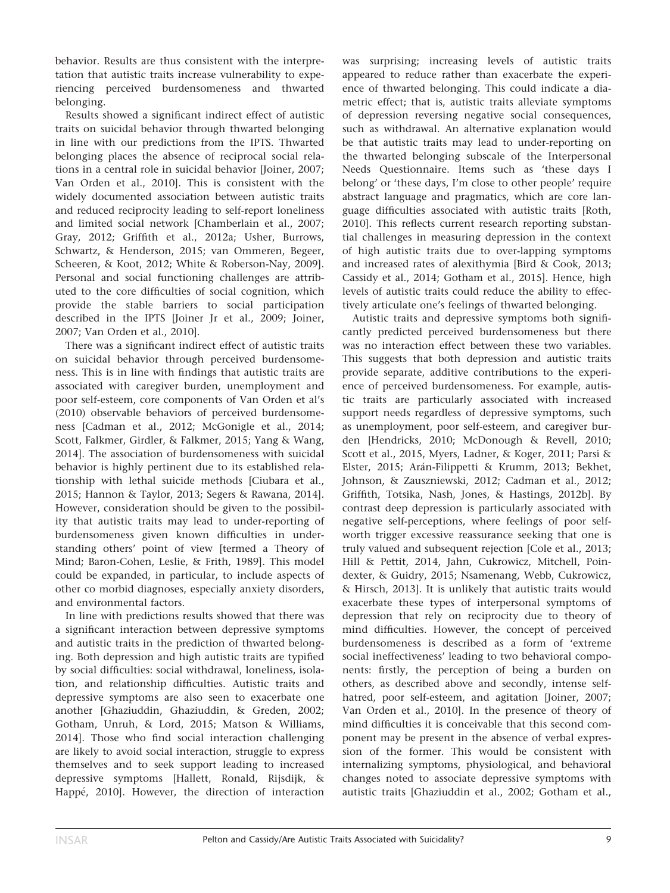behavior. Results are thus consistent with the interpretation that autistic traits increase vulnerability to experiencing perceived burdensomeness and thwarted belonging.

Results showed a significant indirect effect of autistic traits on suicidal behavior through thwarted belonging in line with our predictions from the IPTS. Thwarted belonging places the absence of reciprocal social relations in a central role in suicidal behavior [Joiner, 2007; Van Orden et al., 2010]. This is consistent with the widely documented association between autistic traits and reduced reciprocity leading to self-report loneliness and limited social network [Chamberlain et al., 2007; Gray, 2012; Griffith et al., 2012a; Usher, Burrows, Schwartz, & Henderson, 2015; van Ommeren, Begeer, Scheeren, & Koot, 2012; White & Roberson-Nay, 2009]. Personal and social functioning challenges are attributed to the core difficulties of social cognition, which provide the stable barriers to social participation described in the IPTS [Joiner Jr et al., 2009; Joiner, 2007; Van Orden et al., 2010].

There was a significant indirect effect of autistic traits on suicidal behavior through perceived burdensomeness. This is in line with findings that autistic traits are associated with caregiver burden, unemployment and poor self-esteem, core components of Van Orden et al's (2010) observable behaviors of perceived burdensomeness [Cadman et al., 2012; McGonigle et al., 2014; Scott, Falkmer, Girdler, & Falkmer, 2015; Yang & Wang, 2014]. The association of burdensomeness with suicidal behavior is highly pertinent due to its established relationship with lethal suicide methods [Ciubara et al., 2015; Hannon & Taylor, 2013; Segers & Rawana, 2014]. However, consideration should be given to the possibility that autistic traits may lead to under-reporting of burdensomeness given known difficulties in understanding others' point of view [termed a Theory of Mind; Baron-Cohen, Leslie, & Frith, 1989]. This model could be expanded, in particular, to include aspects of other co morbid diagnoses, especially anxiety disorders, and environmental factors.

In line with predictions results showed that there was a significant interaction between depressive symptoms and autistic traits in the prediction of thwarted belonging. Both depression and high autistic traits are typified by social difficulties: social withdrawal, loneliness, isolation, and relationship difficulties. Autistic traits and depressive symptoms are also seen to exacerbate one another [Ghaziuddin, Ghaziuddin, & Greden, 2002; Gotham, Unruh, & Lord, 2015; Matson & Williams, 2014]. Those who find social interaction challenging are likely to avoid social interaction, struggle to express themselves and to seek support leading to increased depressive symptoms [Hallett, Ronald, Rijsdijk, & Happé, 2010]. However, the direction of interaction was surprising; increasing levels of autistic traits appeared to reduce rather than exacerbate the experience of thwarted belonging. This could indicate a diametric effect; that is, autistic traits alleviate symptoms of depression reversing negative social consequences, such as withdrawal. An alternative explanation would be that autistic traits may lead to under-reporting on the thwarted belonging subscale of the Interpersonal Needs Questionnaire. Items such as 'these days I belong' or 'these days, I'm close to other people' require abstract language and pragmatics, which are core language difficulties associated with autistic traits [Roth, 2010]. This reflects current research reporting substantial challenges in measuring depression in the context of high autistic traits due to over-lapping symptoms and increased rates of alexithymia [Bird & Cook, 2013; Cassidy et al., 2014; Gotham et al., 2015]. Hence, high levels of autistic traits could reduce the ability to effectively articulate one's feelings of thwarted belonging.

Autistic traits and depressive symptoms both significantly predicted perceived burdensomeness but there was no interaction effect between these two variables. This suggests that both depression and autistic traits provide separate, additive contributions to the experience of perceived burdensomeness. For example, autistic traits are particularly associated with increased support needs regardless of depressive symptoms, such as unemployment, poor self-esteem, and caregiver burden [Hendricks, 2010; McDonough & Revell, 2010; Scott et al., 2015, Myers, Ladner, & Koger, 2011; Parsi & Elster, 2015; Arán-Filippetti & Krumm, 2013; Bekhet, Johnson, & Zauszniewski, 2012; Cadman et al., 2012; Griffith, Totsika, Nash, Jones, & Hastings, 2012b]. By contrast deep depression is particularly associated with negative self-perceptions, where feelings of poor self-worth trigger excessive reassurance seeking that one is truly valued and subsequent rejection [Cole et al., 2013; Hill & Pettit, 2014, Jahn, Cukrowicz, Mitchell, Poindexter, & Guidry, 2015; Nsamenang, Webb, Cukrowicz, & Hirsch, 2013]. It is unlikely that autistic traits would exacerbate these types of interpersonal symptoms of depression that rely on reciprocity due to theory of mind difficulties. However, the concept of perceived burdensomeness is described as a form of 'extreme social ineffectiveness' leading to two behavioral components: firstly, the perception of being a burden on others, as described above and secondly, intense self-hatred, poor self-esteem, and agitation [Joiner, 2007; Van Orden et al., 2010]. In the presence of theory of mind difficulties it is conceivable that this second component may be present in the absence of verbal expression of the former. This would be consistent with internalizing symptoms, physiological, and behavioral changes noted to associate depressive symptoms with autistic traits [Ghaziuddin et al., 2002; Gotham et al.,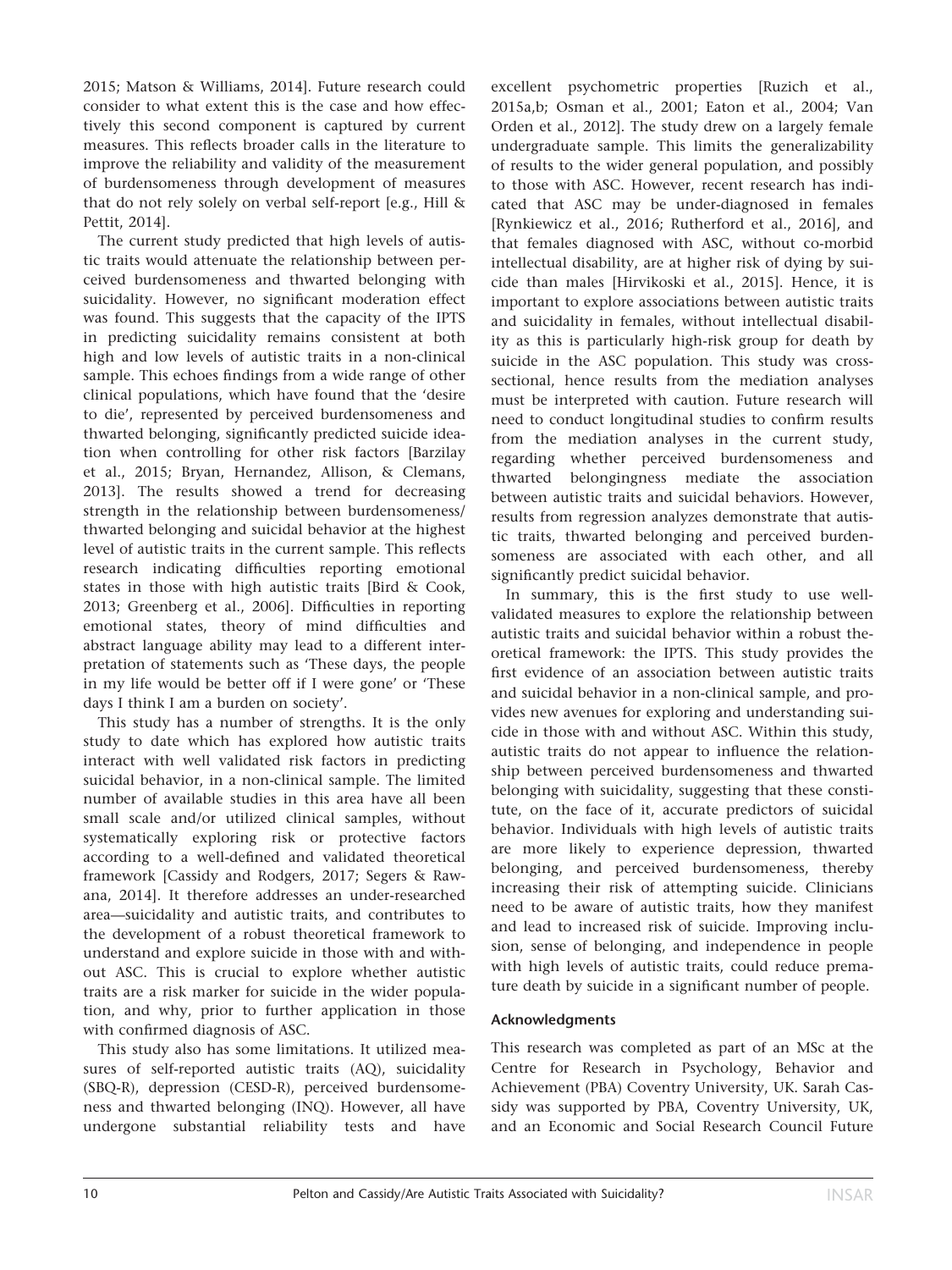2015; Matson & Williams, 2014]. Future research could consider to what extent this is the case and how effectively this second component is captured by current measures. This reflects broader calls in the literature to improve the reliability and validity of the measurement of burdensomeness through development of measures that do not rely solely on verbal self-report [e.g., Hill & Pettit, 2014].

The current study predicted that high levels of autistic traits would attenuate the relationship between perceived burdensomeness and thwarted belonging with suicidality. However, no significant moderation effect was found. This suggests that the capacity of the IPTS in predicting suicidality remains consistent at both high and low levels of autistic traits in a non-clinical sample. This echoes findings from a wide range of other clinical populations, which have found that the 'desire to die', represented by perceived burdensomeness and thwarted belonging, significantly predicted suicide ideation when controlling for other risk factors [Barzilay et al., 2015; Bryan, Hernandez, Allison, & Clemans, 2013]. The results showed a trend for decreasing strength in the relationship between burdensomeness/thwarted belonging and suicidal behavior at the highest level of autistic traits in the current sample. This reflects research indicating difficulties reporting emotional states in those with high autistic traits [Bird & Cook, 2013; Greenberg et al., 2006]. Difficulties in reporting emotional states, theory of mind difficulties and abstract language ability may lead to a different interpretation of statements such as 'These days, the people in my life would be better off if I were gone' or 'These days I think I am a burden on society'.

This study has a number of strengths. It is the only study to date which has explored how autistic traits interact with well validated risk factors in predicting suicidal behavior, in a non-clinical sample. The limited number of available studies in this area have all been small scale and/or utilized clinical samples, without systematically exploring risk or protective factors according to a well-defined and validated theoretical framework [Cassidy and Rodgers, 2017; Segers & Rawana, 2014]. It therefore addresses an under-researched area—suicidality and autistic traits, and contributes to the development of a robust theoretical framework to understand and explore suicide in those with and without ASC. This is crucial to explore whether autistic traits are a risk marker for suicide in the wider population, and why, prior to further application in those with confirmed diagnosis of ASC.

This study also has some limitations. It utilized measures of self-reported autistic traits (AQ), suicidality (SBQ-R), depression (CESD-R), perceived burdensomeness and thwarted belonging (INQ). However, all have undergone substantial reliability tests and have excellent psychometric properties [Ruzich et al., 2015a,b; Osman et al., 2001; Eaton et al., 2004; Van Orden et al., 2012]. The study drew on a largely female undergraduate sample. This limits the generalizability of results to the wider general population, and possibly to those with ASC. However, recent research has indicated that ASC may be under-diagnosed in females [Rynkiewicz et al., 2016; Rutherford et al., 2016], and that females diagnosed with ASC, without co-morbid intellectual disability, are at higher risk of dying by suicide than males [Hirvikoski et al., 2015]. Hence, it is important to explore associations between autistic traits and suicidality in females, without intellectual disability as this is particularly high-risk group for death by suicide in the ASC population. This study was cross-sectional, hence results from the mediation analyses must be interpreted with caution. Future research will need to conduct longitudinal studies to confirm results from the mediation analyses in the current study, regarding whether perceived burdensomeness and thwarted belongingness mediate the association between autistic traits and suicidal behaviors. However, results from regression analyzes demonstrate that autistic traits, thwarted belonging and perceived burdensomeness are associated with each other, and all significantly predict suicidal behavior.

In summary, this is the first study to use well-validated measures to explore the relationship between autistic traits and suicidal behavior within a robust theoretical framework: the IPTS. This study provides the first evidence of an association between autistic traits and suicidal behavior in a non-clinical sample, and provides new avenues for exploring and understanding suicide in those with and without ASC. Within this study, autistic traits do not appear to influence the relationship between perceived burdensomeness and thwarted belonging with suicidality, suggesting that these constitute, on the face of it, accurate predictors of suicidal behavior. Individuals with high levels of autistic traits are more likely to experience depression, thwarted belonging, and perceived burdensomeness, thereby increasing their risk of attempting suicide. Clinicians need to be aware of autistic traits, how they manifest and lead to increased risk of suicide. Improving inclusion, sense of belonging, and independence in people with high levels of autistic traits, could reduce premature death by suicide in a significant number of people.

### Acknowledgments

This research was completed as part of an MSc at the Centre for Research in Psychology, Behavior and Achievement (PBA) Coventry University, UK. Sarah Cassidy was supported by PBA, Coventry University, UK, and an Economic and Social Research Council Future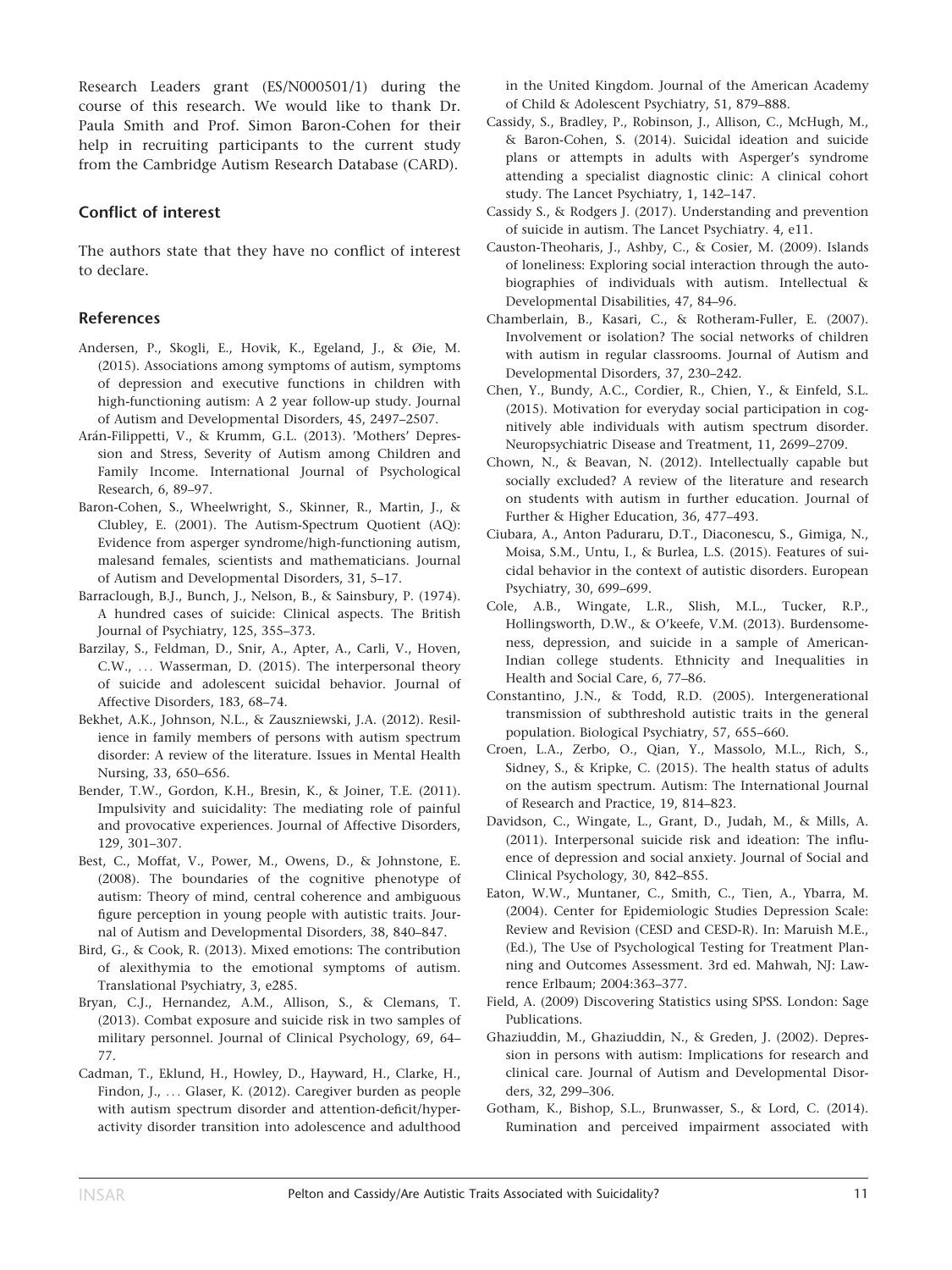Research Leaders grant (ES/N000501/1) during the course of this research. We would like to thank Dr. Paula Smith and Prof. Simon Baron-Cohen for their help in recruiting participants to the current study from the Cambridge Autism Research Database (CARD).

## Conflict of interest

The authors state that they have no conflict of interest to declare.

## References

Andersen, P., Skogli, E., Hovik, K., Egeland, J., & Øie, M. (2015). Associations among symptoms of autism, symptoms of depression and executive functions in children with high-functioning autism: A 2 year follow-up study. Journal of Autism and Developmental Disorders, 45, 2497–2507.

Arán-Filippetti, V., & Krumm, G.L. (2013). 'Mothers' Depression and Stress, Severity of Autism among Children and Family Income. International Journal of Psychological Research, 6, 89–97.

Baron-Cohen, S., Wheelwright, S., Skinner, R., Martin, J., & Clubley, E. (2001). The Autism-Spectrum Quotient (AQ): Evidence from asperger syndrome/high-functioning autism, malesand females, scientists and mathematicians. Journal of Autism and Developmental Disorders, 31, 5–17.

Barraclough, B.J., Bunch, J., Nelson, B., & Sainsbury, P. (1974). A hundred cases of suicide: Clinical aspects. The British Journal of Psychiatry, 125, 355–373.

Barzilay, S., Feldman, D., Snir, A., Apter, A., Carli, V., Hoven, C.W., ... Wasserman, D. (2015). The interpersonal theory of suicide and adolescent suicidal behavior. Journal of Affective Disorders, 183, 68–74.

Bekhet, A.K., Johnson, N.L., & Zauszniewski, J.A. (2012). Resilience in family members of persons with autism spectrum disorder: A review of the literature. Issues in Mental Health Nursing, 33, 650–656.

Bender, T.W., Gordon, K.H., Bresin, K., & Joiner, T.E. (2011). Impulsivity and suicidality: The mediating role of painful and provocative experiences. Journal of Affective Disorders, 129, 301–307.

Best, C., Moffat, V., Power, M., Owens, D., & Johnstone, E. (2008). The boundaries of the cognitive phenotype of autism: Theory of mind, central coherence and ambiguous figure perception in young people with autistic traits. Journal of Autism and Developmental Disorders, 38, 840–847.

Bird, G., & Cook, R. (2013). Mixed emotions: The contribution of alexithymia to the emotional symptoms of autism. Translational Psychiatry, 3, e285.

Bryan, C.J., Hernandez, A.M., Allison, S., & Clemans, T. (2013). Combat exposure and suicide risk in two samples of military personnel. Journal of Clinical Psychology, 69, 64–77.

Cadman, T., Eklund, H., Howley, D., Hayward, H., Clarke, H., Findon, J., ... Glaser, K. (2012). Caregiver burden as people with autism spectrum disorder and attention-deficit/hyperactivity disorder transition into adolescence and adulthood in the United Kingdom. Journal of the American Academy of Child & Adolescent Psychiatry, 51, 879–888.

Cassidy, S., Bradley, P., Robinson, J., Allison, C., McHugh, M., & Baron-Cohen, S. (2014). Suicidal ideation and suicide plans or attempts in adults with Asperger's syndrome attending a specialist diagnostic clinic: A clinical cohort study. The Lancet Psychiatry, 1, 142–147.

Cassidy S., & Rodgers J. (2017). Understanding and prevention of suicide in autism. The Lancet Psychiatry. 4, e11.

Causton-Theoharis, J., Ashby, C., & Cosier, M. (2009). Islands of loneliness: Exploring social interaction through the autobiographies of individuals with autism. Intellectual & Developmental Disabilities, 47, 84–96.

Chamberlain, B., Kasari, C., & Rotheram-Fuller, E. (2007). Involvement or isolation? The social networks of children with autism in regular classrooms. Journal of Autism and Developmental Disorders, 37, 230–242.

Chen, Y., Bundy, A.C., Cordier, R., Chien, Y., & Einfeld, S.L. (2015). Motivation for everyday social participation in cognitively able individuals with autism spectrum disorder. Neuropsychiatric Disease and Treatment, 11, 2699–2709.

Chown, N., & Beavan, N. (2012). Intellectually capable but socially excluded? A review of the literature and research on students with autism in further education. Journal of Further & Higher Education, 36, 477–493.

Ciubara, A., Anton Paduraru, D.T., Diaconescu, S., Gimiga, N., Moisa, S.M., Untu, I., & Burlea, L.S. (2015). Features of suicidal behavior in the context of autistic disorders. European Psychiatry, 30, 699–699.

Cole, A.B., Wingate, L.R., Slish, M.L., Tucker, R.P., Hollingsworth, D.W., & O'keefe, V.M. (2013). Burdensomeness, depression, and suicide in a sample of American-Indian college students. Ethnicity and Inequalities in Health and Social Care, 6, 77–86.

Constantino, J.N., & Todd, R.D. (2005). Intergenerational transmission of subthreshold autistic traits in the general population. Biological Psychiatry, 57, 655–660.

Croen, L.A., Zerbo, O., Qian, Y., Massolo, M.L., Rich, S., Sidney, S., & Kripke, C. (2015). The health status of adults on the autism spectrum. Autism: The International Journal of Research and Practice, 19, 814–823.

Davidson, C., Wingate, L., Grant, D., Judah, M., & Mills, A. (2011). Interpersonal suicide risk and ideation: The influence of depression and social anxiety. Journal of Social and Clinical Psychology, 30, 842–855.

Eaton, W.W., Muntaner, C., Smith, C., Tien, A., Ybarra, M. (2004). Center for Epidemiologic Studies Depression Scale: Review and Revision (CESD and CESD-R). In: Maruish M.E., (Ed.), The Use of Psychological Testing for Treatment Planning and Outcomes Assessment. 3rd ed. Mahwah, NJ: Lawrence Erlbaum; 2004:363–377.

Field, A. (2009) Discovering Statistics using SPSS. London: Sage Publications.

Ghaziuddin, M., Ghaziuddin, N., & Greden, J. (2002). Depression in persons with autism: Implications for research and clinical care. Journal of Autism and Developmental Disorders, 32, 299–306.

Gotham, K., Bishop, S.L., Brunwasser, S., & Lord, C. (2014). Rumination and perceived impairment associated with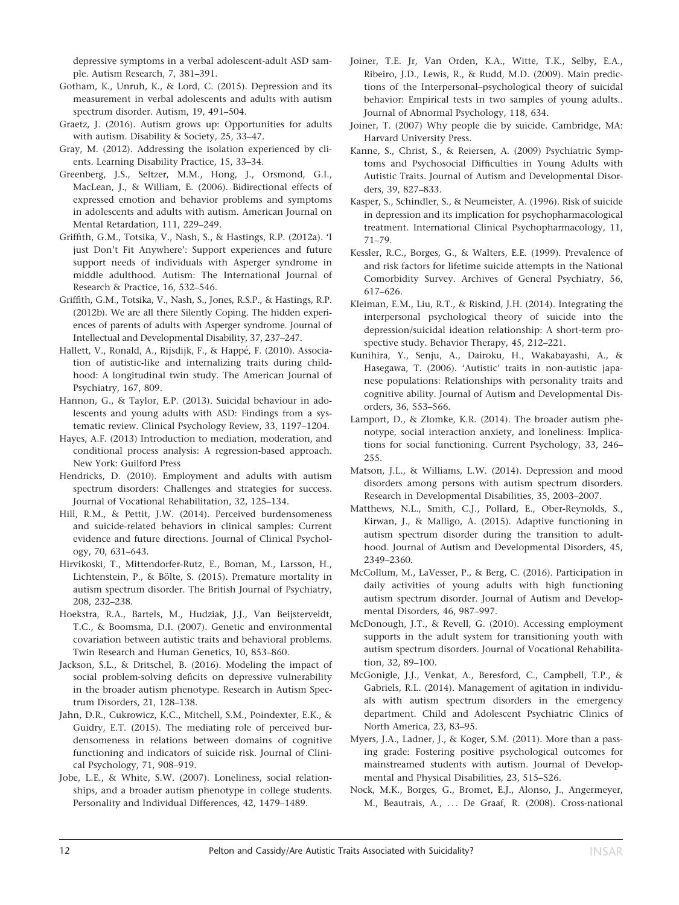depressive symptoms in a verbal adolescent-adult ASD sample. Autism Research, 7, 381–391.

Gotham, K., Unruh, K., & Lord, C. (2015). Depression and its measurement in verbal adolescents and adults with autism spectrum disorder. Autism, 19, 491–504.

Graetz, J. (2016). Autism grows up: Opportunities for adults with autism. Disability & Society, 25, 33–47.

Gray, M. (2012). Addressing the isolation experienced by clients. Learning Disability Practice, 15, 33–34.

Greenberg, J.S., Seltzer, M.M., Hong, J., Orsmond, G.I., MacLean, J., & William, E. (2006). Bidirectional effects of expressed emotion and behavior problems and symptoms in adolescents and adults with autism. American Journal on Mental Retardation, 111, 229–249.

Griffith, G.M., Totsika, V., Nash, S., & Hastings, R.P. (2012a). 'I just Don't Fit Anywhere': Support experiences and future support needs of individuals with Asperger syndrome in middle adulthood. Autism: The International Journal of Research & Practice, 16, 532–546.

Griffith, G.M., Totsika, V., Nash, S., Jones, R.S.P., & Hastings, R.P. (2012b). We are all there Silently Coping. The hidden experiences of parents of adults with Asperger syndrome. Journal of Intellectual and Developmental Disability, 37, 237–247.

Hallett, V., Ronald, A., Rijsdijk, F., & Happé, F. (2010). Association of autistic-like and internalizing traits during childhood: A longitudinal twin study. The American Journal of Psychiatry, 167, 809.

Hannon, G., & Taylor, E.P. (2013). Suicidal behaviour in adolescents and young adults with ASD: Findings from a systematic review. Clinical Psychology Review, 33, 1197–1204.

Hayes, A.F. (2013) Introduction to mediation, moderation, and conditional process analysis: A regression-based approach. New York: Guilford Press

Hendricks, D. (2010). Employment and adults with autism spectrum disorders: Challenges and strategies for success. Journal of Vocational Rehabilitation, 32, 125–134.

Hill, R.M., & Pettit, J.W. (2014). Perceived burdensomeness and suicide-related behaviors in clinical samples: Current evidence and future directions. Journal of Clinical Psychology, 70, 631–643.

Hirvikoski, T., Mittendorfer-Rutz, E., Boman, M., Larsson, H., Lichtenstein, P., & Bölte, S. (2015). Premature mortality in autism spectrum disorder. The British Journal of Psychiatry, 208, 232–238.

Hoekstra, R.A., Bartels, M., Hudziak, J.J., Van Beijsterveldt, T.C., & Boomsma, D.I. (2007). Genetic and environmental covariation between autistic traits and behavioral problems. Twin Research and Human Genetics, 10, 853–860.

Jackson, S.L., & Dritschel, B. (2016). Modeling the impact of social problem-solving deficits on depressive vulnerability in the broader autism phenotype. Research in Autism Spectrum Disorders, 21, 128–138.

Jahn, D.R., Cukrowicz, K.C., Mitchell, S.M., Poindexter, E.K., & Guidry, E.T. (2015). The mediating role of perceived burdensomeness in relations between domains of cognitive functioning and indicators of suicide risk. Journal of Clinical Psychology, 71, 908–919.

Jobe, L.E., & White, S.W. (2007). Loneliness, social relationships, and a broader autism phenotype in college students. Personality and Individual Differences, 42, 1479–1489.

Joiner, T.E. Jr, Van Orden, K.A., Witte, T.K., Selby, E.A., Ribeiro, J.D., Lewis, R., & Rudd, M.D. (2009). Main predictions of the Interpersonal–psychological theory of suicidal behavior: Empirical tests in two samples of young adults.. Journal of Abnormal Psychology, 118, 634.

Joiner, T. (2007) Why people die by suicide. Cambridge, MA: Harvard University Press.

Kanne, S., Christ, S., & Reiersen, A. (2009) Psychiatric Symptoms and Psychosocial Difficulties in Young Adults with Autistic Traits. Journal of Autism and Developmental Disorders, 39, 827–833.

Kasper, S., Schindler, S., & Neumeister, A. (1996). Risk of suicide in depression and its implication for psychopharmacological treatment. International Clinical Psychopharmacology, 11, 71–79.

Kessler, R.C., Borges, G., & Walters, E.E. (1999). Prevalence of and risk factors for lifetime suicide attempts in the National Comorbidity Survey. Archives of General Psychiatry, 56, 617–626.

Kleiman, E.M., Liu, R.T., & Riskind, J.H. (2014). Integrating the interpersonal psychological theory of suicide into the depression/suicidal ideation relationship: A short-term prospective study. Behavior Therapy, 45, 212–221.

Kunihira, Y., Senju, A., Dairoku, H., Wakabayashi, A., & Hasegawa, T. (2006). 'Autistic' traits in non-autistic japanese populations: Relationships with personality traits and cognitive ability. Journal of Autism and Developmental Disorders, 36, 553–566.

Lamport, D., & Zlomke, K.R. (2014). The broader autism phenotype, social interaction anxiety, and loneliness: Implications for social functioning. Current Psychology, 33, 246–255.

Matson, J.L., & Williams, L.W. (2014). Depression and mood disorders among persons with autism spectrum disorders. Research in Developmental Disabilities, 35, 2003–2007.

Matthews, N.L., Smith, C.J., Pollard, E., Ober-Reynolds, S., Kirwan, J., & Malligo, A. (2015). Adaptive functioning in autism spectrum disorder during the transition to adulthood. Journal of Autism and Developmental Disorders, 45, 2349–2360.

McCollum, M., LaVesser, P., & Berg, C. (2016). Participation in daily activities of young adults with high functioning autism spectrum disorder. Journal of Autism and Developmental Disorders, 46, 987–997.

McDonough, J.T., & Revell, G. (2010). Accessing employment supports in the adult system for transitioning youth with autism spectrum disorders. Journal of Vocational Rehabilitation, 32, 89–100.

McGonigle, J.J., Venkat, A., Beresford, C., Campbell, T.P., & Gabriels, R.L. (2014). Management of agitation in individuals with autism spectrum disorders in the emergency department. Child and Adolescent Psychiatric Clinics of North America, 23, 83–95.

Myers, J.A., Ladner, J., & Koger, S.M. (2011). More than a passing grade: Fostering positive psychological outcomes for mainstreamed students with autism. Journal of Developmental and Physical Disabilities, 23, 515–526.

Nock, M.K., Borges, G., Bromet, E.J., Alonso, J., Angermeyer, M., Beautrais, A., ... De Graaf, R. (2008). Cross-national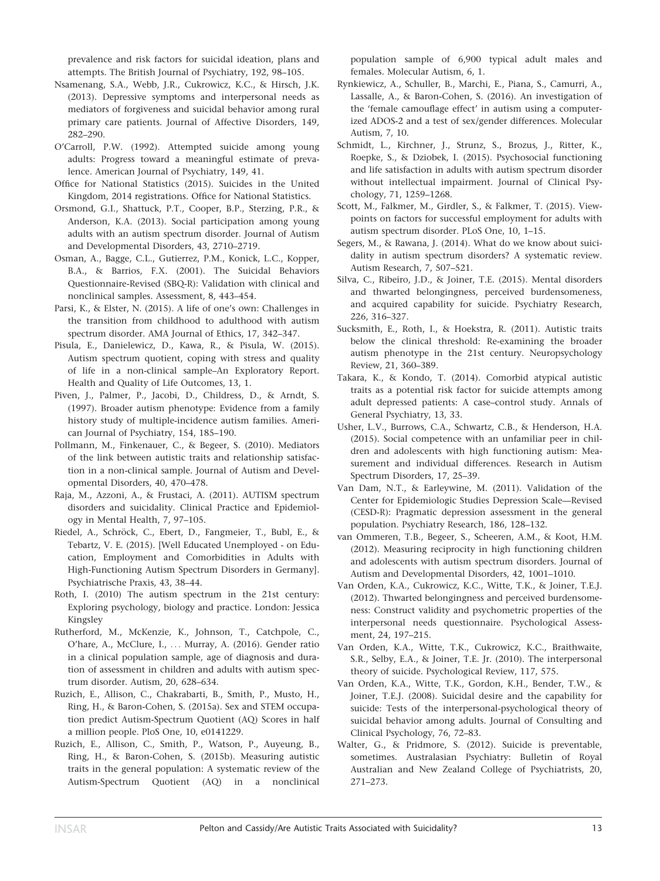prevalence and risk factors for suicidal ideation, plans and attempts. The British Journal of Psychiatry, 192, 98–105.

Nsamenang, S.A., Webb, J.R., Cukrowicz, K.C., & Hirsch, J.K. (2013). Depressive symptoms and interpersonal needs as mediators of forgiveness and suicidal behavior among rural primary care patients. Journal of Affective Disorders, 149, 282–290.

O'Carroll, P.W. (1992). Attempted suicide among young adults: Progress toward a meaningful estimate of prevalence. American Journal of Psychiatry, 149, 41.

Office for National Statistics (2015). Suicides in the United Kingdom, 2014 registrations. Office for National Statistics.

Orsmond, G.I., Shattuck, P.T., Cooper, B.P., Sterzing, P.R., & Anderson, K.A. (2013). Social participation among young adults with an autism spectrum disorder. Journal of Autism and Developmental Disorders, 43, 2710–2719.

Osman, A., Bagge, C.L., Gutierrez, P.M., Konick, L.C., Kopper, B.A., & Barrios, F.X. (2001). The Suicidal Behaviors Questionnaire-Revised (SBQ-R): Validation with clinical and nonclinical samples. Assessment, 8, 443–454.

Parsi, K., & Elster, N. (2015). A life of one's own: Challenges in the transition from childhood to adulthood with autism spectrum disorder. AMA Journal of Ethics, 17, 342–347.

Pisula, E., Danielewicz, D., Kawa, R., & Pisula, W. (2015). Autism spectrum quotient, coping with stress and quality of life in a non-clinical sample–An Exploratory Report. Health and Quality of Life Outcomes, 13, 1.

Piven, J., Palmer, P., Jacobi, D., Childress, D., & Arndt, S. (1997). Broader autism phenotype: Evidence from a family history study of multiple-incidence autism families. American Journal of Psychiatry, 154, 185–190.

Pollmann, M., Finkenauer, C., & Begeer, S. (2010). Mediators of the link between autistic traits and relationship satisfaction in a non-clinical sample. Journal of Autism and Developmental Disorders, 40, 470–478.

Raja, M., Azzoni, A., & Frustaci, A. (2011). AUTISM spectrum disorders and suicidality. Clinical Practice and Epidemiology in Mental Health, 7, 97–105.

Riedel, A., Schröck, C., Ebert, D., Fangmeier, T., Bubl, E., & Tebartz, V. E. (2015). [Well Educated Unemployed - on Education, Employment and Comorbidities in Adults with High-Functioning Autism Spectrum Disorders in Germany]. Psychiatrische Praxis, 43, 38–44.

Roth, I. (2010) The autism spectrum in the 21st century: Exploring psychology, biology and practice. London: Jessica Kingsley

Rutherford, M., McKenzie, K., Johnson, T., Catchpole, C., O'hare, A., McClure, I., … Murray, A. (2016). Gender ratio in a clinical population sample, age of diagnosis and duration of assessment in children and adults with autism spectrum disorder. Autism, 20, 628–634.

Ruzich, E., Allison, C., Chakrabarti, B., Smith, P., Musto, H., Ring, H., & Baron-Cohen, S. (2015a). Sex and STEM occupation predict Autism-Spectrum Quotient (AQ) Scores in half a million people. PloS One, 10, e0141229.

Ruzich, E., Allison, C., Smith, P., Watson, P., Auyeung, B., Ring, H., & Baron-Cohen, S. (2015b). Measuring autistic traits in the general population: A systematic review of the Autism-Spectrum Quotient (AQ) in a nonclinical population sample of 6,900 typical adult males and females. Molecular Autism, 6, 1.

Rynkiewicz, A., Schuller, B., Marchi, E., Piana, S., Camurri, A., Lassalle, A., & Baron-Cohen, S. (2016). An investigation of the 'female camouflage effect' in autism using a computerized ADOS-2 and a test of sex/gender differences. Molecular Autism, 7, 10.

Schmidt, L., Kirchner, J., Strunz, S., Brozus, J., Ritter, K., Roepke, S., & Dziobek, I. (2015). Psychosocial functioning and life satisfaction in adults with autism spectrum disorder without intellectual impairment. Journal of Clinical Psychology, 71, 1259–1268.

Scott, M., Falkmer, M., Girdler, S., & Falkmer, T. (2015). Viewpoints on factors for successful employment for adults with autism spectrum disorder. PLoS One, 10, 1–15.

Segers, M., & Rawana, J. (2014). What do we know about suicidality in autism spectrum disorders? A systematic review. Autism Research, 7, 507–521.

Silva, C., Ribeiro, J.D., & Joiner, T.E. (2015). Mental disorders and thwarted belongingness, perceived burdensomeness, and acquired capability for suicide. Psychiatry Research, 226, 316–327.

Sucksmith, E., Roth, I., & Hoekstra, R. (2011). Autistic traits below the clinical threshold: Re-examining the broader autism phenotype in the 21st century. Neuropsychology Review, 21, 360–389.

Takara, K., & Kondo, T. (2014). Comorbid atypical autistic traits as a potential risk factor for suicide attempts among adult depressed patients: A case–control study. Annals of General Psychiatry, 13, 33.

Usher, L.V., Burrows, C.A., Schwartz, C.B., & Henderson, H.A. (2015). Social competence with an unfamiliar peer in children and adolescents with high functioning autism: Measurement and individual differences. Research in Autism Spectrum Disorders, 17, 25–39.

Van Dam, N.T., & Earleywine, M. (2011). Validation of the Center for Epidemiologic Studies Depression Scale—Revised (CESD-R): Pragmatic depression assessment in the general population. Psychiatry Research, 186, 128–132.

van Ommeren, T.B., Begeer, S., Scheeren, A.M., & Koot, H.M. (2012). Measuring reciprocity in high functioning children and adolescents with autism spectrum disorders. Journal of Autism and Developmental Disorders, 42, 1001–1010.

Van Orden, K.A., Cukrowicz, K.C., Witte, T.K., & Joiner, T.E.J. (2012). Thwarted belongingness and perceived burdensomeness: Construct validity and psychometric properties of the interpersonal needs questionnaire. Psychological Assessment, 24, 197–215.

Van Orden, K.A., Witte, T.K., Cukrowicz, K.C., Braithwaite, S.R., Selby, E.A., & Joiner, T.E. Jr. (2010). The interpersonal theory of suicide. Psychological Review, 117, 575.

Van Orden, K.A., Witte, T.K., Gordon, K.H., Bender, T.W., & Joiner, T.E.J. (2008). Suicidal desire and the capability for suicide: Tests of the interpersonal-psychological theory of suicidal behavior among adults. Journal of Consulting and Clinical Psychology, 76, 72–83.

Walter, G., & Pridmore, S. (2012). Suicide is preventable, sometimes. Australasian Psychiatry: Bulletin of Royal Australian and New Zealand College of Psychiatrists, 20, 271–273.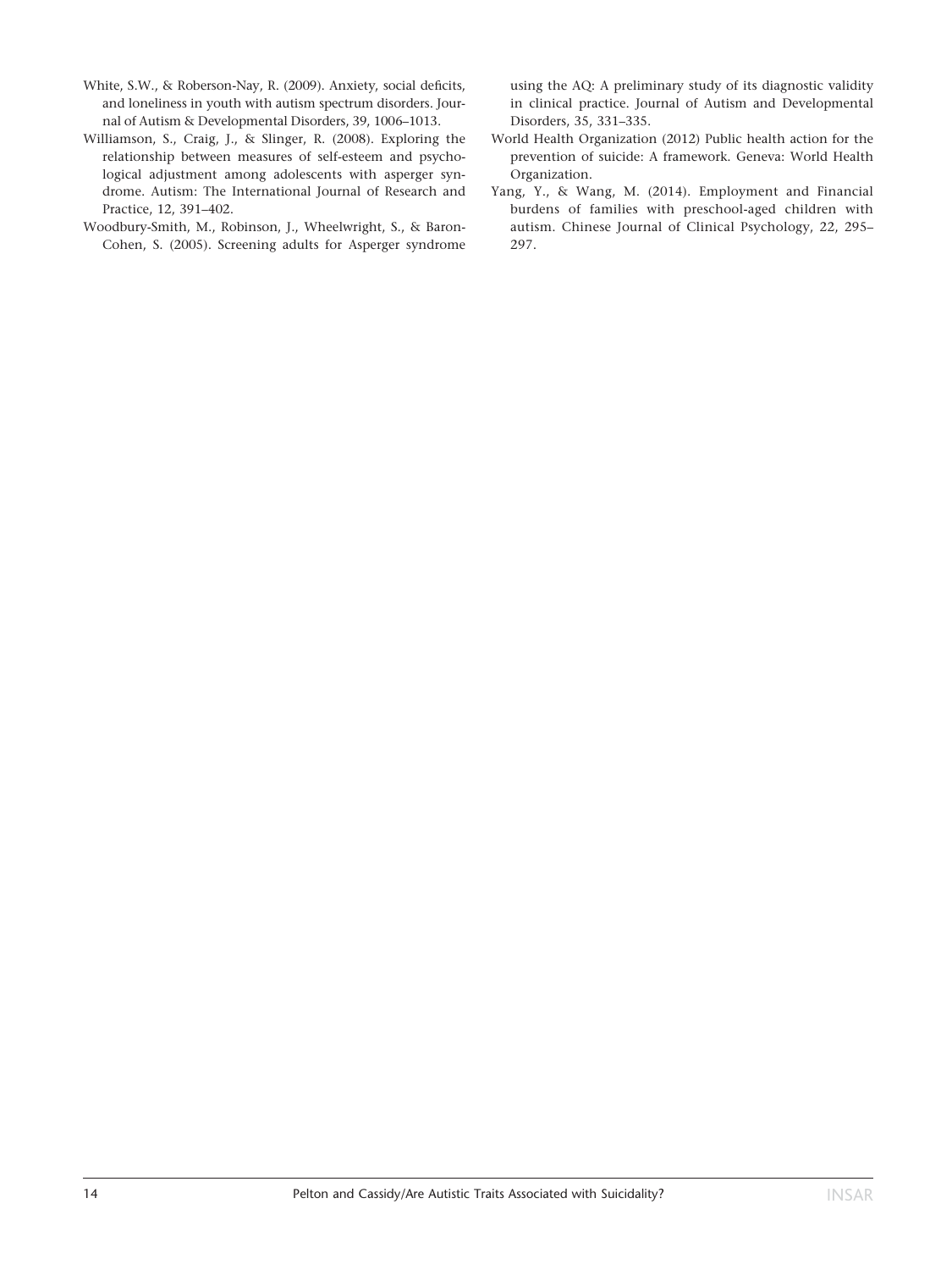White, S.W., & Roberson-Nay, R. (2009). Anxiety, social deficits, and loneliness in youth with autism spectrum disorders. Journal of Autism & Developmental Disorders, 39, 1006–1013.

Williamson, S., Craig, J., & Slinger, R. (2008). Exploring the relationship between measures of self-esteem and psychological adjustment among adolescents with asperger syndrome. Autism: The International Journal of Research and Practice, 12, 391–402.

Woodbury-Smith, M., Robinson, J., Wheelwright, S., & Baron-Cohen, S. (2005). Screening adults for Asperger syndrome using the AQ: A preliminary study of its diagnostic validity in clinical practice. Journal of Autism and Developmental Disorders, 35, 331–335.

World Health Organization (2012) Public health action for the prevention of suicide: A framework. Geneva: World Health Organization.

Yang, Y., & Wang, M. (2014). Employment and Financial burdens of families with preschool-aged children with autism. Chinese Journal of Clinical Psychology, 22, 295–297.